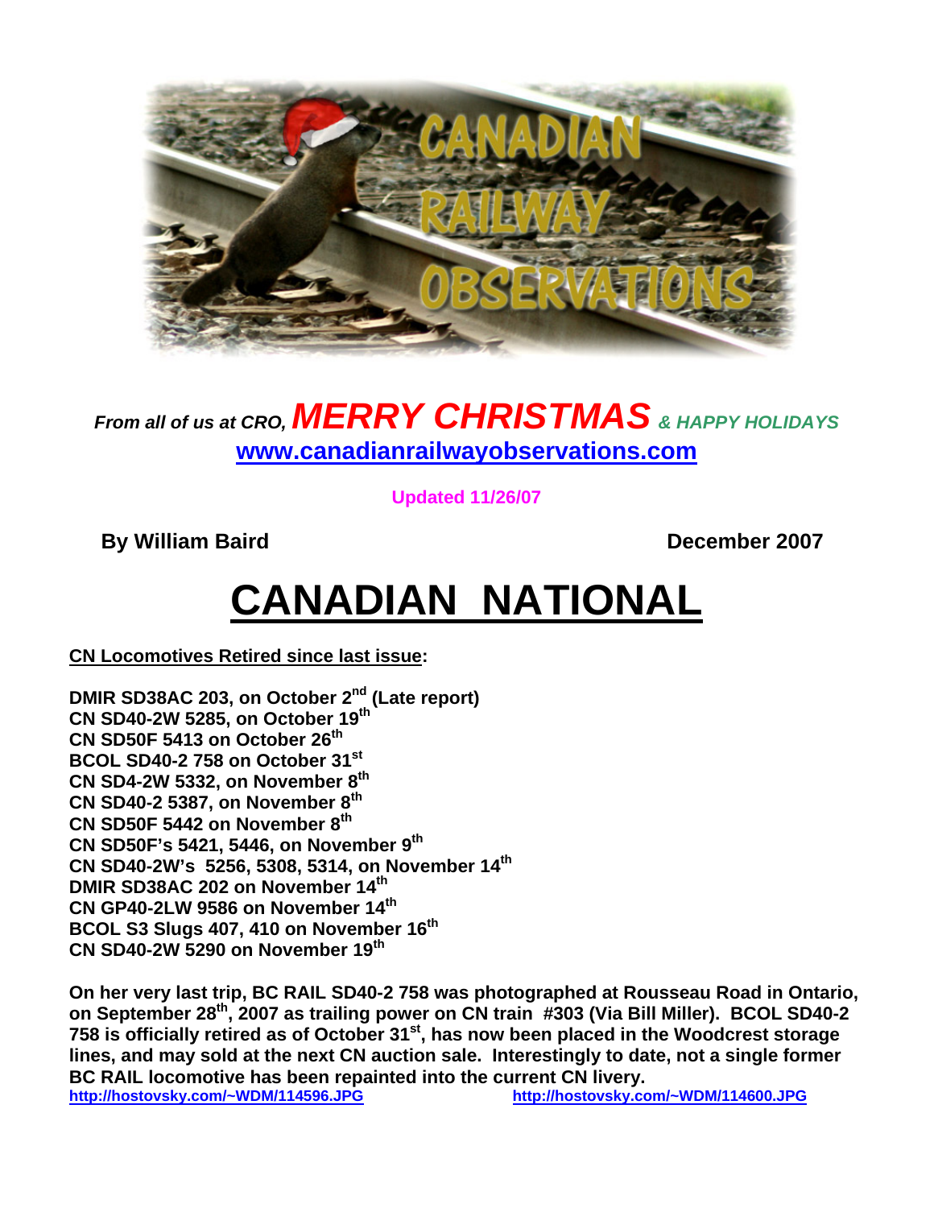*From all of us at CRO,* ***MERRY CHRISTMAS*** ***& HAPPY HOLIDAYS***

**www.canadianrailwayobservations.com**

**Updated 11/26/07**

**By William Baird** **December 2007**

# CANADIAN NATIONAL

**CN Locomotives Retired since last issue:**

**DMIR SD38AC 203, on October 2nd (Late report)**
**CN SD40-2W 5285, on October 19th**
**CN SD50F 5413 on October 26th**
**BCOL SD40-2 758 on October 31st**
**CN SD4-2W 5332, on November 8th**
**CN SD40-2 5387, on November 8th**
**CN SD50F 5442 on November 8th**
**CN SD50F's 5421, 5446, on November 9th**
**CN SD40-2W's 5256, 5308, 5314, on November 14th**
**DMIR SD38AC 202 on November 14th**
**CN GP40-2LW 9586 on November 14th**
**BCOL S3 Slugs 407, 410 on November 16th**
**CN SD40-2W 5290 on November 19th**

**On her very last trip, BC RAIL SD40-2 758 was photographed at Rousseau Road in Ontario, on September 28th, 2007 as trailing power on CN train #303 (Via Bill Miller). BCOL SD40-2 758 is officially retired as of October 31st, has now been placed in the Woodcrest storage lines, and may sold at the next CN auction sale. Interestingly to date, not a single former BC RAIL locomotive has been repainted into the current CN livery.**

http://hostovsky.com/~WDM/114596.JPG http://hostovsky.com/~WDM/114600.JPG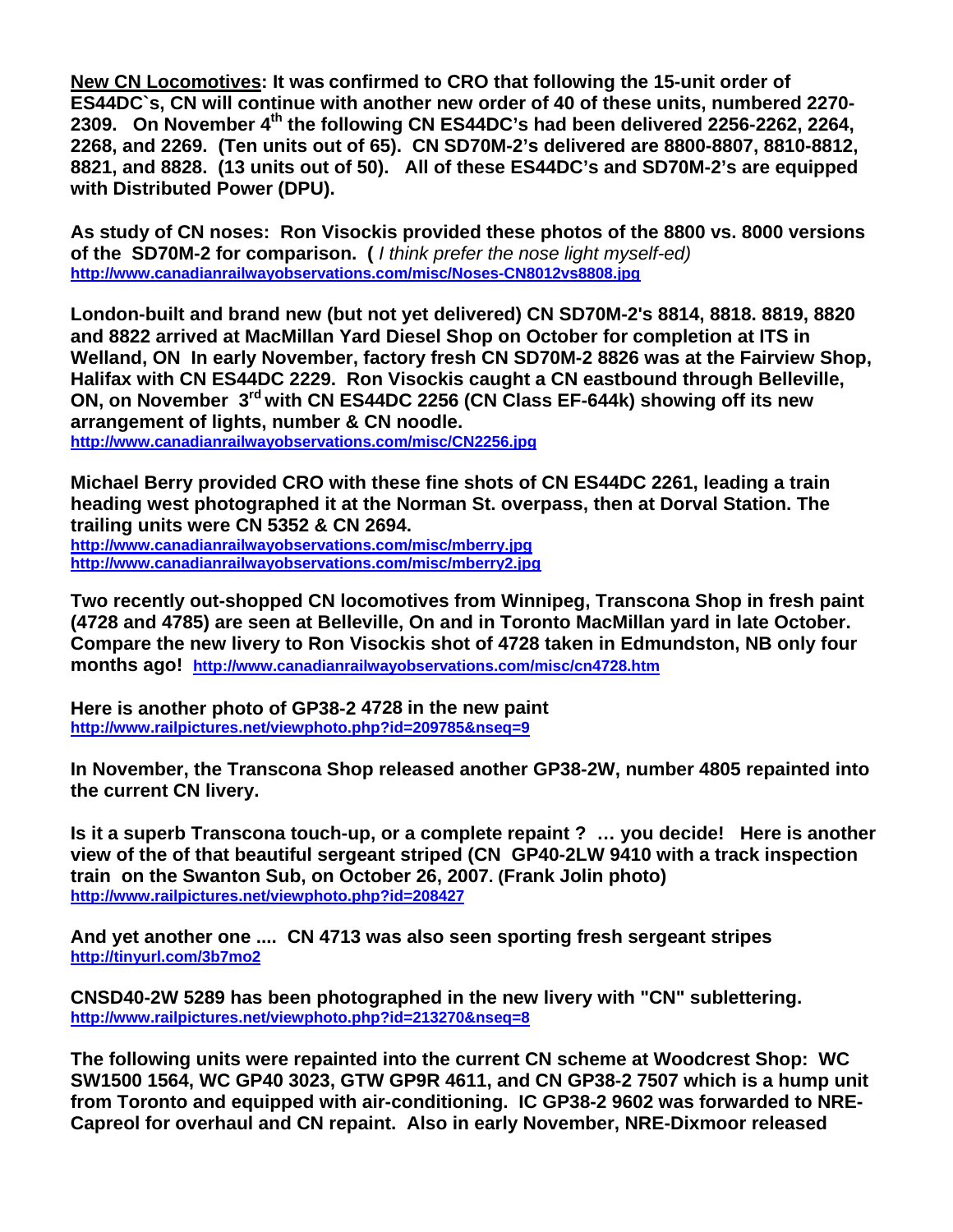**<u>New CN Locomotives</u>: It was confirmed to CRO that following the 15-unit order of ES44DC`s, CN will continue with another new order of 40 of these units, numbered 2270-2309. On November 4th the following CN ES44DC's had been delivered 2256-2262, 2264, 2268, and 2269. (Ten units out of 65). CN SD70M-2's delivered are 8800-8807, 8810-8812, 8821, and 8828. (13 units out of 50). All of these ES44DC's and SD70M-2's are equipped with Distributed Power (DPU).**

**As study of CN noses: Ron Visockis provided these photos of the 8800 vs. 8000 versions of the SD70M-2 for comparison. (** *I think prefer the nose light myself-ed)*
**http://www.canadianrailwayobservations.com/misc/Noses-CN8012vs8808.jpg**

**London-built and brand new (but not yet delivered) CN SD70M-2's 8814, 8818. 8819, 8820 and 8822 arrived at MacMillan Yard Diesel Shop on October for completion at ITS in Welland, ON In early November, factory fresh CN SD70M-2 8826 was at the Fairview Shop, Halifax with CN ES44DC 2229. Ron Visockis caught a CN eastbound through Belleville, ON, on November 3rd with CN ES44DC 2256 (CN Class EF-644k) showing off its new arrangement of lights, number & CN noodle.**
**http://www.canadianrailwayobservations.com/misc/CN2256.jpg**

**Michael Berry provided CRO with these fine shots of CN ES44DC 2261, leading a train heading west photographed it at the Norman St. overpass, then at Dorval Station. The trailing units were CN 5352 & CN 2694.**
**http://www.canadianrailwayobservations.com/misc/mberry.jpg**
**http://www.canadianrailwayobservations.com/misc/mberry2.jpg**

**Two recently out-shopped CN locomotives from Winnipeg, Transcona Shop in fresh paint (4728 and 4785) are seen at Belleville, On and in Toronto MacMillan yard in late October. Compare the new livery to Ron Visockis shot of 4728 taken in Edmundston, NB only four months ago! http://www.canadianrailwayobservations.com/misc/cn4728.htm**

**Here is another photo of GP38-2 4728 in the new paint**
**http://www.railpictures.net/viewphoto.php?id=209785&nseq=9**

**In November, the Transcona Shop released another GP38-2W, number 4805 repainted into the current CN livery.**

**Is it a superb Transcona touch-up, or a complete repaint ? … you decide! Here is another view of the of that beautiful sergeant striped (CN GP40-2LW 9410 with a track inspection train on the Swanton Sub, on October 26, 2007. (Frank Jolin photo)**
**http://www.railpictures.net/viewphoto.php?id=208427**

**And yet another one .... CN 4713 was also seen sporting fresh sergeant stripes**
**http://tinyurl.com/3b7mo2**

**CNSD40-2W 5289 has been photographed in the new livery with "CN" sublettering.**
**http://www.railpictures.net/viewphoto.php?id=213270&nseq=8**

**The following units were repainted into the current CN scheme at Woodcrest Shop: WC SW1500 1564, WC GP40 3023, GTW GP9R 4611, and CN GP38-2 7507 which is a hump unit from Toronto and equipped with air-conditioning. IC GP38-2 9602 was forwarded to NRE-Capreol for overhaul and CN repaint. Also in early November, NRE-Dixmoor released**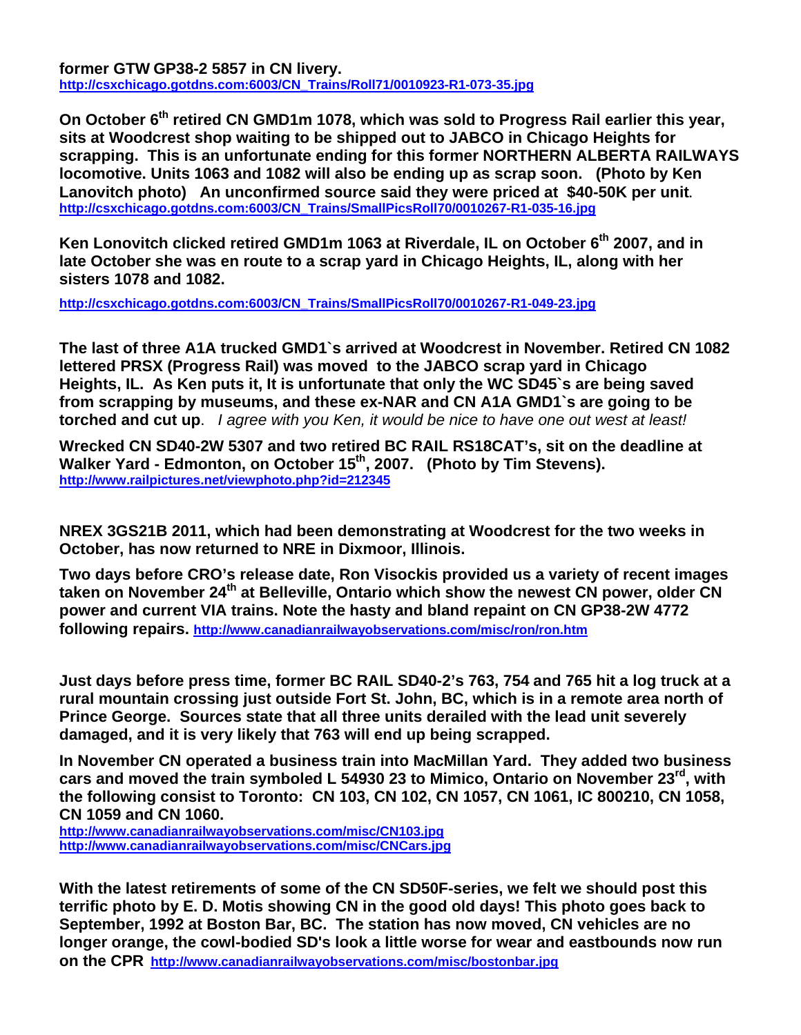**former GTW GP38-2 5857 in CN livery.**
**http://csxchicago.gotdns.com:6003/CN_Trains/Roll71/0010923-R1-073-35.jpg**

**On October 6th retired CN GMD1m 1078, which was sold to Progress Rail earlier this year, sits at Woodcrest shop waiting to be shipped out to JABCO in Chicago Heights for scrapping. This is an unfortunate ending for this former NORTHERN ALBERTA RAILWAYS locomotive. Units 1063 and 1082 will also be ending up as scrap soon. (Photo by Ken Lanovitch photo) An unconfirmed source said they were priced at $40-50K per unit.**
**http://csxchicago.gotdns.com:6003/CN_Trains/SmallPicsRoll70/0010267-R1-035-16.jpg**

**Ken Lonovitch clicked retired GMD1m 1063 at Riverdale, IL on October 6th 2007, and in late October she was en route to a scrap yard in Chicago Heights, IL, along with her sisters 1078 and 1082.**

**http://csxchicago.gotdns.com:6003/CN_Trains/SmallPicsRoll70/0010267-R1-049-23.jpg**

**The last of three A1A trucked GMD1`s arrived at Woodcrest in November. Retired CN 1082 lettered PRSX (Progress Rail) was moved to the JABCO scrap yard in Chicago Heights, IL. As Ken puts it, It is unfortunate that only the WC SD45`s are being saved from scrapping by museums, and these ex-NAR and CN A1A GMD1`s are going to be torched and cut up**. *I agree with you Ken, it would be nice to have one out west at least!*

**Wrecked CN SD40-2W 5307 and two retired BC RAIL RS18CAT's, sit on the deadline at Walker Yard - Edmonton, on October 15th, 2007. (Photo by Tim Stevens).**
**http://www.railpictures.net/viewphoto.php?id=212345**

**NREX 3GS21B 2011, which had been demonstrating at Woodcrest for the two weeks in October, has now returned to NRE in Dixmoor, Illinois.**

**Two days before CRO's release date, Ron Visockis provided us a variety of recent images taken on November 24th at Belleville, Ontario which show the newest CN power, older CN power and current VIA trains. Note the hasty and bland repaint on CN GP38-2W 4772 following repairs. http://www.canadianrailwayobservations.com/misc/ron/ron.htm**

**Just days before press time, former BC RAIL SD40-2's 763, 754 and 765 hit a log truck at a rural mountain crossing just outside Fort St. John, BC, which is in a remote area north of Prince George. Sources state that all three units derailed with the lead unit severely damaged, and it is very likely that 763 will end up being scrapped.**

**In November CN operated a business train into MacMillan Yard. They added two business cars and moved the train symboled L 54930 23 to Mimico, Ontario on November 23rd, with the following consist to Toronto: CN 103, CN 102, CN 1057, CN 1061, IC 800210, CN 1058, CN 1059 and CN 1060.**
**http://www.canadianrailwayobservations.com/misc/CN103.jpg**
**http://www.canadianrailwayobservations.com/misc/CNCars.jpg**

**With the latest retirements of some of the CN SD50F-series, we felt we should post this terrific photo by E. D. Motis showing CN in the good old days! This photo goes back to September, 1992 at Boston Bar, BC. The station has now moved, CN vehicles are no longer orange, the cowl-bodied SD's look a little worse for wear and eastbounds now run on the CPR http://www.canadianrailwayobservations.com/misc/bostonbar.jpg**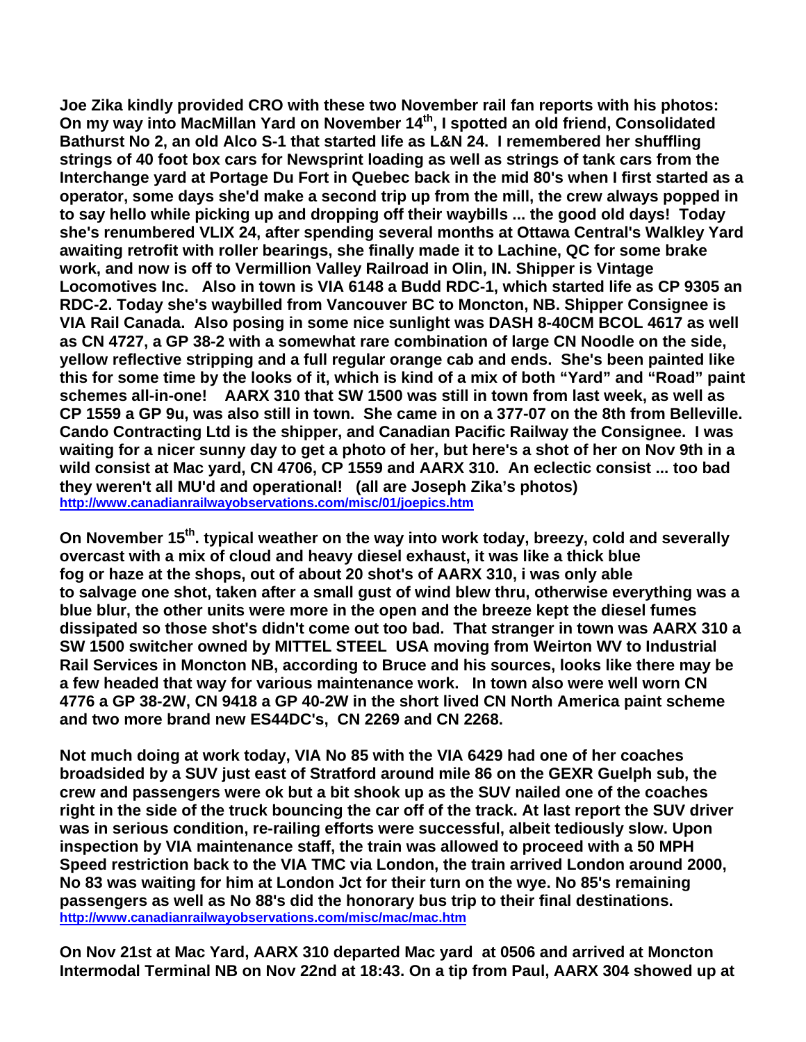**Joe Zika kindly provided CRO with these two November rail fan reports with his photos: On my way into MacMillan Yard on November 14th, I spotted an old friend, Consolidated Bathurst No 2, an old Alco S-1 that started life as L&N 24. I remembered her shuffling strings of 40 foot box cars for Newsprint loading as well as strings of tank cars from the Interchange yard at Portage Du Fort in Quebec back in the mid 80's when I first started as a operator, some days she'd make a second trip up from the mill, the crew always popped in to say hello while picking up and dropping off their waybills ... the good old days! Today she's renumbered VLIX 24, after spending several months at Ottawa Central's Walkley Yard awaiting retrofit with roller bearings, she finally made it to Lachine, QC for some brake work, and now is off to Vermillion Valley Railroad in Olin, IN. Shipper is Vintage Locomotives Inc. Also in town is VIA 6148 a Budd RDC-1, which started life as CP 9305 an RDC-2. Today she's waybilled from Vancouver BC to Moncton, NB. Shipper Consignee is VIA Rail Canada. Also posing in some nice sunlight was DASH 8-40CM BCOL 4617 as well as CN 4727, a GP 38-2 with a somewhat rare combination of large CN Noodle on the side, yellow reflective stripping and a full regular orange cab and ends. She's been painted like this for some time by the looks of it, which is kind of a mix of both "Yard" and "Road" paint schemes all-in-one! AARX 310 that SW 1500 was still in town from last week, as well as CP 1559 a GP 9u, was also still in town. She came in on a 377-07 on the 8th from Belleville. Cando Contracting Ltd is the shipper, and Canadian Pacific Railway the Consignee. I was waiting for a nicer sunny day to get a photo of her, but here's a shot of her on Nov 9th in a wild consist at Mac yard, CN 4706, CP 1559 and AARX 310. An eclectic consist ... too bad they weren't all MU'd and operational! (all are Joseph Zika's photos)**
http://www.canadianrailwayobservations.com/misc/01/joepics.htm

**On November 15th. typical weather on the way into work today, breezy, cold and severally overcast with a mix of cloud and heavy diesel exhaust, it was like a thick blue fog or haze at the shops, out of about 20 shot's of AARX 310, i was only able to salvage one shot, taken after a small gust of wind blew thru, otherwise everything was a blue blur, the other units were more in the open and the breeze kept the diesel fumes dissipated so those shot's didn't come out too bad. That stranger in town was AARX 310 a SW 1500 switcher owned by MITTEL STEEL USA moving from Weirton WV to Industrial Rail Services in Moncton NB, according to Bruce and his sources, looks like there may be a few headed that way for various maintenance work. In town also were well worn CN 4776 a GP 38-2W, CN 9418 a GP 40-2W in the short lived CN North America paint scheme and two more brand new ES44DC's, CN 2269 and CN 2268.**

**Not much doing at work today, VIA No 85 with the VIA 6429 had one of her coaches broadsided by a SUV just east of Stratford around mile 86 on the GEXR Guelph sub, the crew and passengers were ok but a bit shook up as the SUV nailed one of the coaches right in the side of the truck bouncing the car off of the track. At last report the SUV driver was in serious condition, re-railing efforts were successful, albeit tediously slow. Upon inspection by VIA maintenance staff, the train was allowed to proceed with a 50 MPH Speed restriction back to the VIA TMC via London, the train arrived London around 2000, No 83 was waiting for him at London Jct for their turn on the wye. No 85's remaining passengers as well as No 88's did the honorary bus trip to their final destinations.**
http://www.canadianrailwayobservations.com/misc/mac/mac.htm

**On Nov 21st at Mac Yard, AARX 310 departed Mac yard at 0506 and arrived at Moncton Intermodal Terminal NB on Nov 22nd at 18:43. On a tip from Paul, AARX 304 showed up at**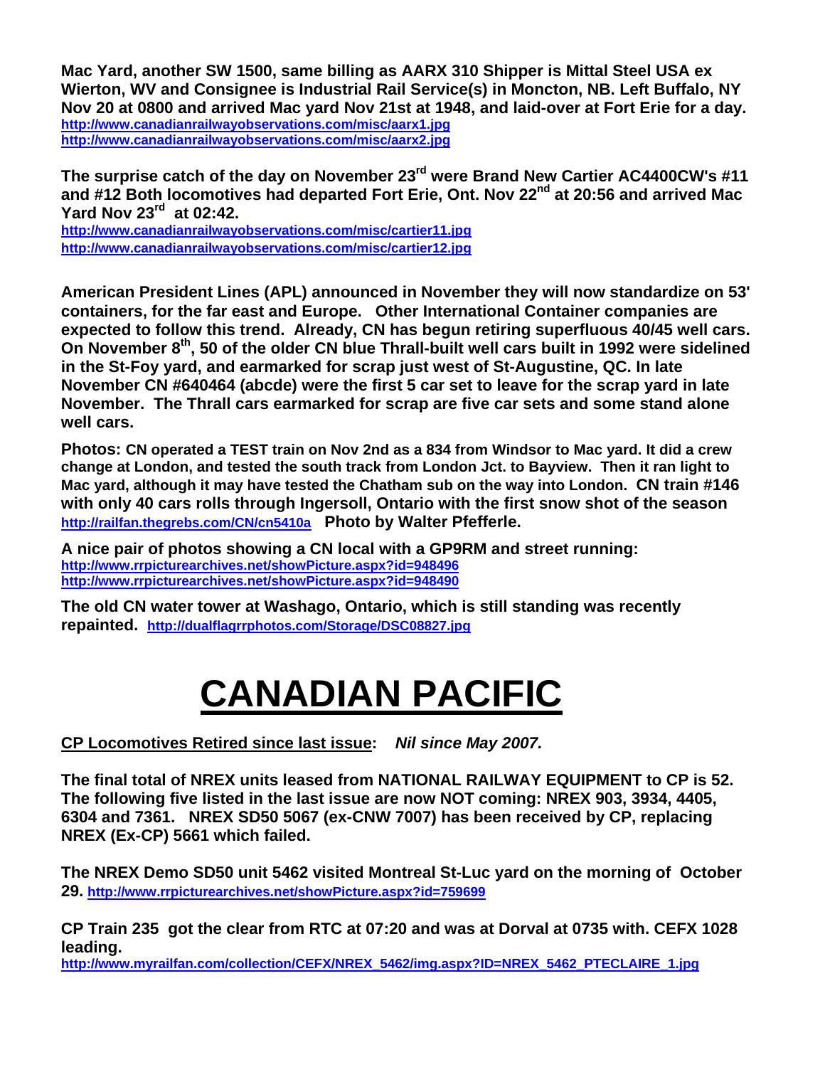**Mac Yard, another SW 1500, same billing as AARX 310 Shipper is Mittal Steel USA ex Wierton, WV and Consignee is Industrial Rail Service(s) in Moncton, NB. Left Buffalo, NY Nov 20 at 0800 and arrived Mac yard Nov 21st at 1948, and laid-over at Fort Erie for a day.**
http://www.canadianrailwayobservations.com/misc/aarx1.jpg
http://www.canadianrailwayobservations.com/misc/aarx2.jpg

**The surprise catch of the day on November 23rd were Brand New Cartier AC4400CW's #11 and #12 Both locomotives had departed Fort Erie, Ont. Nov 22nd at 20:56 and arrived Mac Yard Nov 23rd at 02:42.**
http://www.canadianrailwayobservations.com/misc/cartier11.jpg
http://www.canadianrailwayobservations.com/misc/cartier12.jpg

**American President Lines (APL) announced in November they will now standardize on 53' containers, for the far east and Europe. Other International Container companies are expected to follow this trend. Already, CN has begun retiring superfluous 40/45 well cars. On November 8th, 50 of the older CN blue Thrall-built well cars built in 1992 were sidelined in the St-Foy yard, and earmarked for scrap just west of St-Augustine, QC. In late November CN #640464 (abcde) were the first 5 car set to leave for the scrap yard in late November. The Thrall cars earmarked for scrap are five car sets and some stand alone well cars.**

**Photos: CN operated a TEST train on Nov 2nd as a 834 from Windsor to Mac yard. It did a crew change at London, and tested the south track from London Jct. to Bayview. Then it ran light to Mac yard, although it may have tested the Chatham sub on the way into London. CN train #146 with only 40 cars rolls through Ingersoll, Ontario with the first snow shot of the season** http://railfan.thegrebs.com/CN/cn5410a **Photo by Walter Pfefferle.**

**A nice pair of photos showing a CN local with a GP9RM and street running:**
http://www.rrpicturearchives.net/showPicture.aspx?id=948496
http://www.rrpicturearchives.net/showPicture.aspx?id=948490

**The old CN water tower at Washago, Ontario, which is still standing was recently repainted.** http://dualflagrrphotos.com/Storage/DSC08827.jpg

# CANADIAN PACIFIC

**CP Locomotives Retired since last issue:** ***Nil since May 2007.***

**The final total of NREX units leased from NATIONAL RAILWAY EQUIPMENT to CP is 52. The following five listed in the last issue are now NOT coming: NREX 903, 3934, 4405, 6304 and 7361. NREX SD50 5067 (ex-CNW 7007) has been received by CP, replacing NREX (Ex-CP) 5661 which failed.**

**The NREX Demo SD50 unit 5462 visited Montreal St-Luc yard on the morning of October 29.** http://www.rrpicturearchives.net/showPicture.aspx?id=759699

**CP Train 235 got the clear from RTC at 07:20 and was at Dorval at 0735 with. CEFX 1028 leading.**
http://www.myrailfan.com/collection/CEFX/NREX_5462/img.aspx?ID=NREX_5462_PTECLAIRE_1.jpg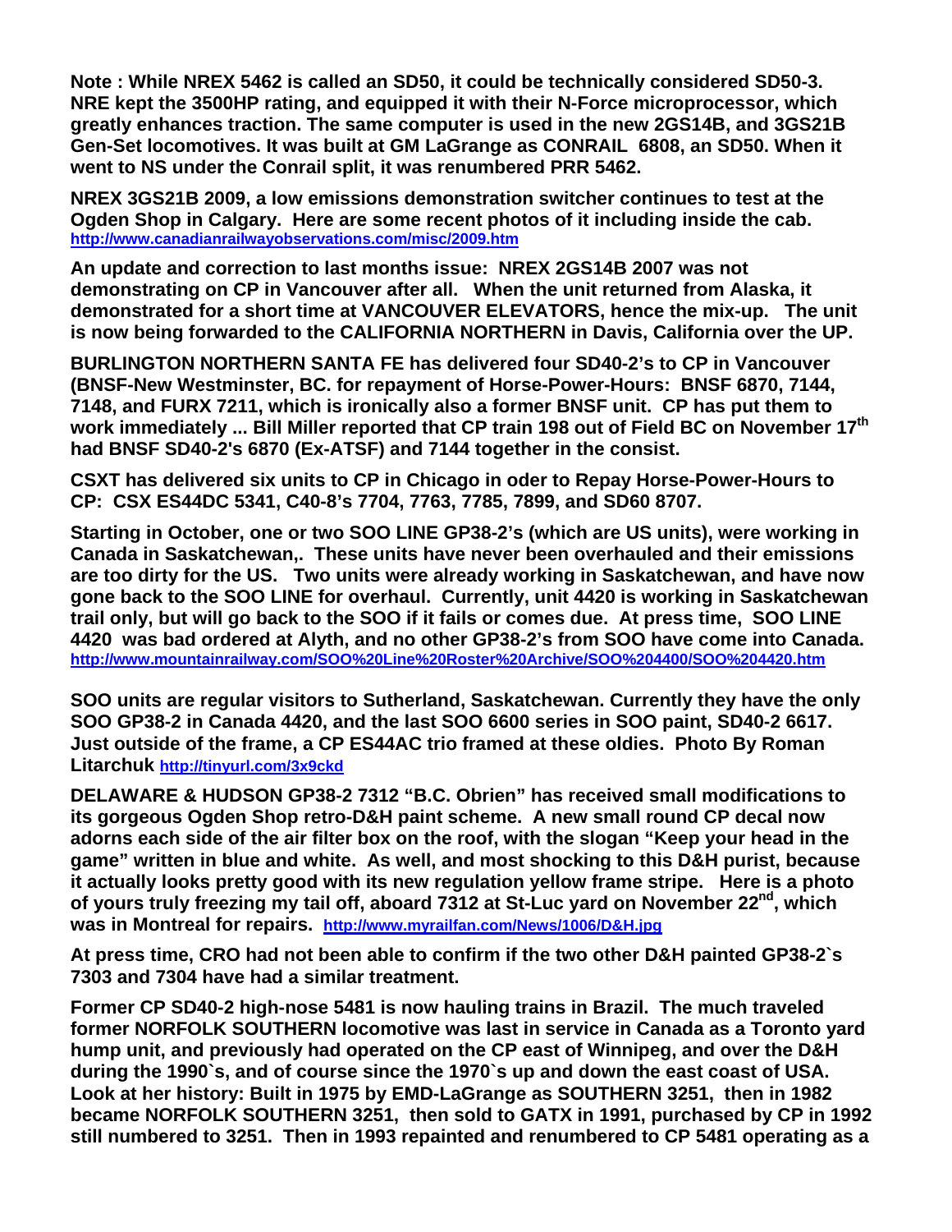**Note : While NREX 5462 is called an SD50, it could be technically considered SD50-3. NRE kept the 3500HP rating, and equipped it with their N-Force microprocessor, which greatly enhances traction. The same computer is used in the new 2GS14B, and 3GS21B Gen-Set locomotives. It was built at GM LaGrange as CONRAIL 6808, an SD50. When it went to NS under the Conrail split, it was renumbered PRR 5462.**

**NREX 3GS21B 2009, a low emissions demonstration switcher continues to test at the Ogden Shop in Calgary. Here are some recent photos of it including inside the cab.** http://www.canadianrailwayobservations.com/misc/2009.htm

**An update and correction to last months issue: NREX 2GS14B 2007 was not demonstrating on CP in Vancouver after all. When the unit returned from Alaska, it demonstrated for a short time at VANCOUVER ELEVATORS, hence the mix-up. The unit is now being forwarded to the CALIFORNIA NORTHERN in Davis, California over the UP.**

**BURLINGTON NORTHERN SANTA FE has delivered four SD40-2's to CP in Vancouver (BNSF-New Westminster, BC. for repayment of Horse-Power-Hours: BNSF 6870, 7144, 7148, and FURX 7211, which is ironically also a former BNSF unit. CP has put them to work immediately ... Bill Miller reported that CP train 198 out of Field BC on November 17th had BNSF SD40-2's 6870 (Ex-ATSF) and 7144 together in the consist.**

**CSXT has delivered six units to CP in Chicago in oder to Repay Horse-Power-Hours to CP: CSX ES44DC 5341, C40-8's 7704, 7763, 7785, 7899, and SD60 8707.**

**Starting in October, one or two SOO LINE GP38-2's (which are US units), were working in Canada in Saskatchewan,. These units have never been overhauled and their emissions are too dirty for the US. Two units were already working in Saskatchewan, and have now gone back to the SOO LINE for overhaul. Currently, unit 4420 is working in Saskatchewan trail only, but will go back to the SOO if it fails or comes due. At press time, SOO LINE 4420 was bad ordered at Alyth, and no other GP38-2's from SOO have come into Canada.** http://www.mountainrailway.com/SOO%20Line%20Roster%20Archive/SOO%204400/SOO%204420.htm

**SOO units are regular visitors to Sutherland, Saskatchewan. Currently they have the only SOO GP38-2 in Canada 4420, and the last SOO 6600 series in SOO paint, SD40-2 6617. Just outside of the frame, a CP ES44AC trio framed at these oldies. Photo By Roman Litarchuk** http://tinyurl.com/3x9ckd

**DELAWARE & HUDSON GP38-2 7312 "B.C. Obrien" has received small modifications to its gorgeous Ogden Shop retro-D&H paint scheme. A new small round CP decal now adorns each side of the air filter box on the roof, with the slogan "Keep your head in the game" written in blue and white. As well, and most shocking to this D&H purist, because it actually looks pretty good with its new regulation yellow frame stripe. Here is a photo of yours truly freezing my tail off, aboard 7312 at St-Luc yard on November 22nd, which was in Montreal for repairs.** http://www.myrailfan.com/News/1006/D&H.jpg

**At press time, CRO had not been able to confirm if the two other D&H painted GP38-2`s 7303 and 7304 have had a similar treatment.**

**Former CP SD40-2 high-nose 5481 is now hauling trains in Brazil. The much traveled former NORFOLK SOUTHERN locomotive was last in service in Canada as a Toronto yard hump unit, and previously had operated on the CP east of Winnipeg, and over the D&H during the 1990`s, and of course since the 1970`s up and down the east coast of USA. Look at her history: Built in 1975 by EMD-LaGrange as SOUTHERN 3251, then in 1982 became NORFOLK SOUTHERN 3251, then sold to GATX in 1991, purchased by CP in 1992 still numbered to 3251. Then in 1993 repainted and renumbered to CP 5481 operating as a**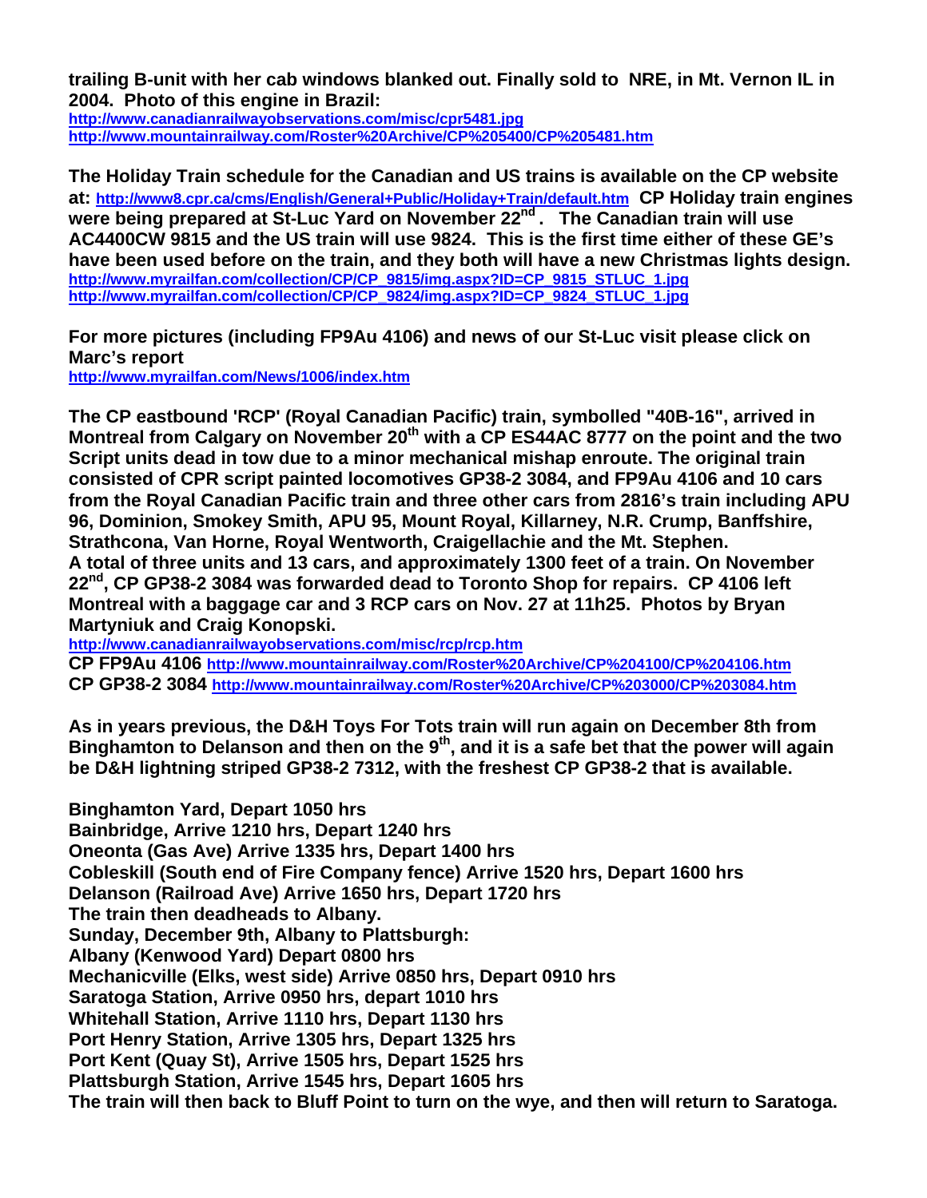**trailing B-unit with her cab windows blanked out. Finally sold to NRE, in Mt. Vernon IL in 2004. Photo of this engine in Brazil:**
http://www.canadianrailwayobservations.com/misc/cpr5481.jpg
http://www.mountainrailway.com/Roster%20Archive/CP%205400/CP%205481.htm

**The Holiday Train schedule for the Canadian and US trains is available on the CP website at:** http://www8.cpr.ca/cms/English/General+Public/Holiday+Train/default.htm **CP Holiday train engines were being prepared at St-Luc Yard on November 22nd. The Canadian train will use AC4400CW 9815 and the US train will use 9824. This is the first time either of these GE's have been used before on the train, and they both will have a new Christmas lights design.**
http://www.myrailfan.com/collection/CP/CP_9815/img.aspx?ID=CP_9815_STLUC_1.jpg
http://www.myrailfan.com/collection/CP/CP_9824/img.aspx?ID=CP_9824_STLUC_1.jpg

**For more pictures (including FP9Au 4106) and news of our St-Luc visit please click on Marc's report**
http://www.myrailfan.com/News/1006/index.htm

**The CP eastbound 'RCP' (Royal Canadian Pacific) train, symbolled "40B-16", arrived in Montreal from Calgary on November 20th with a CP ES44AC 8777 on the point and the two Script units dead in tow due to a minor mechanical mishap enroute. The original train consisted of CPR script painted locomotives GP38-2 3084, and FP9Au 4106 and 10 cars from the Royal Canadian Pacific train and three other cars from 2816's train including APU 96, Dominion, Smokey Smith, APU 95, Mount Royal, Killarney, N.R. Crump, Banffshire, Strathcona, Van Horne, Royal Wentworth, Craigellachie and the Mt. Stephen. A total of three units and 13 cars, and approximately 1300 feet of a train. On November 22nd, CP GP38-2 3084 was forwarded dead to Toronto Shop for repairs. CP 4106 left Montreal with a baggage car and 3 RCP cars on Nov. 27 at 11h25. Photos by Bryan Martyniuk and Craig Konopski.**
http://www.canadianrailwayobservations.com/misc/rcp/rcp.htm
**CP FP9Au 4106** http://www.mountainrailway.com/Roster%20Archive/CP%204100/CP%204106.htm
**CP GP38-2 3084** http://www.mountainrailway.com/Roster%20Archive/CP%203000/CP%203084.htm

**As in years previous, the D&H Toys For Tots train will run again on December 8th from Binghamton to Delanson and then on the 9th, and it is a safe bet that the power will again be D&H lightning striped GP38-2 7312, with the freshest CP GP38-2 that is available.**

**Binghamton Yard, Depart 1050 hrs**
**Bainbridge, Arrive 1210 hrs, Depart 1240 hrs**
**Oneonta (Gas Ave) Arrive 1335 hrs, Depart 1400 hrs**
**Cobleskill (South end of Fire Company fence) Arrive 1520 hrs, Depart 1600 hrs**
**Delanson (Railroad Ave) Arrive 1650 hrs, Depart 1720 hrs**
**The train then deadheads to Albany.**
**Sunday, December 9th, Albany to Plattsburgh:**
**Albany (Kenwood Yard) Depart 0800 hrs**
**Mechanicville (Elks, west side) Arrive 0850 hrs, Depart 0910 hrs**
**Saratoga Station, Arrive 0950 hrs, depart 1010 hrs**
**Whitehall Station, Arrive 1110 hrs, Depart 1130 hrs**
**Port Henry Station, Arrive 1305 hrs, Depart 1325 hrs**
**Port Kent (Quay St), Arrive 1505 hrs, Depart 1525 hrs**
**Plattsburgh Station, Arrive 1545 hrs, Depart 1605 hrs**
**The train will then back to Bluff Point to turn on the wye, and then will return to Saratoga.**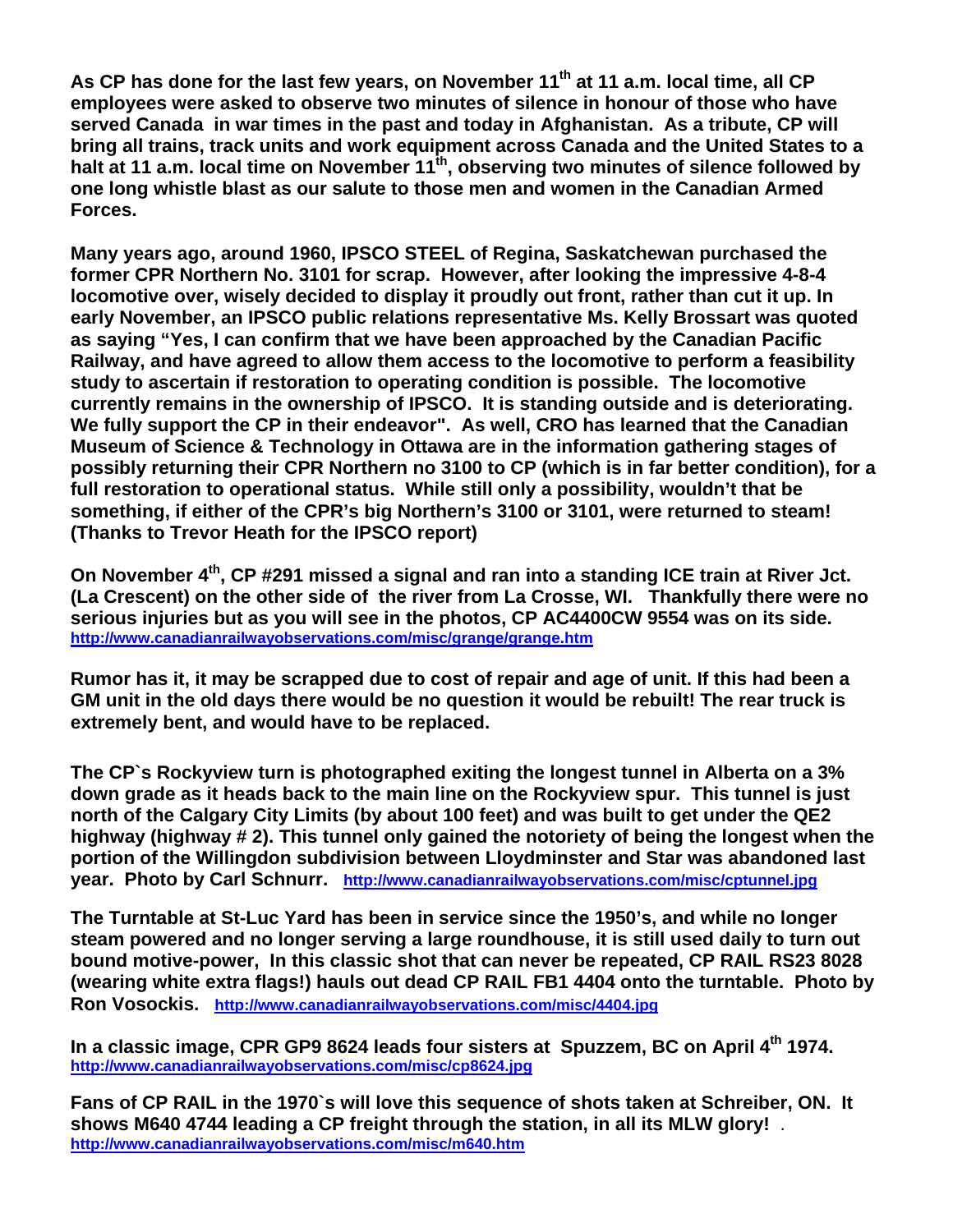**As CP has done for the last few years, on November 11th at 11 a.m. local time, all CP employees were asked to observe two minutes of silence in honour of those who have served Canada in war times in the past and today in Afghanistan. As a tribute, CP will bring all trains, track units and work equipment across Canada and the United States to a halt at 11 a.m. local time on November 11th, observing two minutes of silence followed by one long whistle blast as our salute to those men and women in the Canadian Armed Forces.**

**Many years ago, around 1960, IPSCO STEEL of Regina, Saskatchewan purchased the former CPR Northern No. 3101 for scrap. However, after looking the impressive 4-8-4 locomotive over, wisely decided to display it proudly out front, rather than cut it up. In early November, an IPSCO public relations representative Ms. Kelly Brossart was quoted as saying "Yes, I can confirm that we have been approached by the Canadian Pacific Railway, and have agreed to allow them access to the locomotive to perform a feasibility study to ascertain if restoration to operating condition is possible. The locomotive currently remains in the ownership of IPSCO. It is standing outside and is deteriorating. We fully support the CP in their endeavor". As well, CRO has learned that the Canadian Museum of Science & Technology in Ottawa are in the information gathering stages of possibly returning their CPR Northern no 3100 to CP (which is in far better condition), for a full restoration to operational status. While still only a possibility, wouldn't that be something, if either of the CPR's big Northern's 3100 or 3101, were returned to steam! (Thanks to Trevor Heath for the IPSCO report)**

**On November 4th, CP #291 missed a signal and ran into a standing ICE train at River Jct. (La Crescent) on the other side of the river from La Crosse, WI. Thankfully there were no serious injuries but as you will see in the photos, CP AC4400CW 9554 was on its side.**
**http://www.canadianrailwayobservations.com/misc/grange/grange.htm**

**Rumor has it, it may be scrapped due to cost of repair and age of unit. If this had been a GM unit in the old days there would be no question it would be rebuilt! The rear truck is extremely bent, and would have to be replaced.**

**The CP`s Rockyview turn is photographed exiting the longest tunnel in Alberta on a 3% down grade as it heads back to the main line on the Rockyview spur. This tunnel is just north of the Calgary City Limits (by about 100 feet) and was built to get under the QE2 highway (highway # 2). This tunnel only gained the notoriety of being the longest when the portion of the Willingdon subdivision between Lloydminster and Star was abandoned last year. Photo by Carl Schnurr. http://www.canadianrailwayobservations.com/misc/cptunnel.jpg**

**The Turntable at St-Luc Yard has been in service since the 1950's, and while no longer steam powered and no longer serving a large roundhouse, it is still used daily to turn out bound motive-power, In this classic shot that can never be repeated, CP RAIL RS23 8028 (wearing white extra flags!) hauls out dead CP RAIL FB1 4404 onto the turntable. Photo by Ron Vosockis. http://www.canadianrailwayobservations.com/misc/4404.jpg**

**In a classic image, CPR GP9 8624 leads four sisters at Spuzzem, BC on April 4th 1974.**
**http://www.canadianrailwayobservations.com/misc/cp8624.jpg**

**Fans of CP RAIL in the 1970`s will love this sequence of shots taken at Schreiber, ON. It shows M640 4744 leading a CP freight through the station, in all its MLW glory!** .
**http://www.canadianrailwayobservations.com/misc/m640.htm**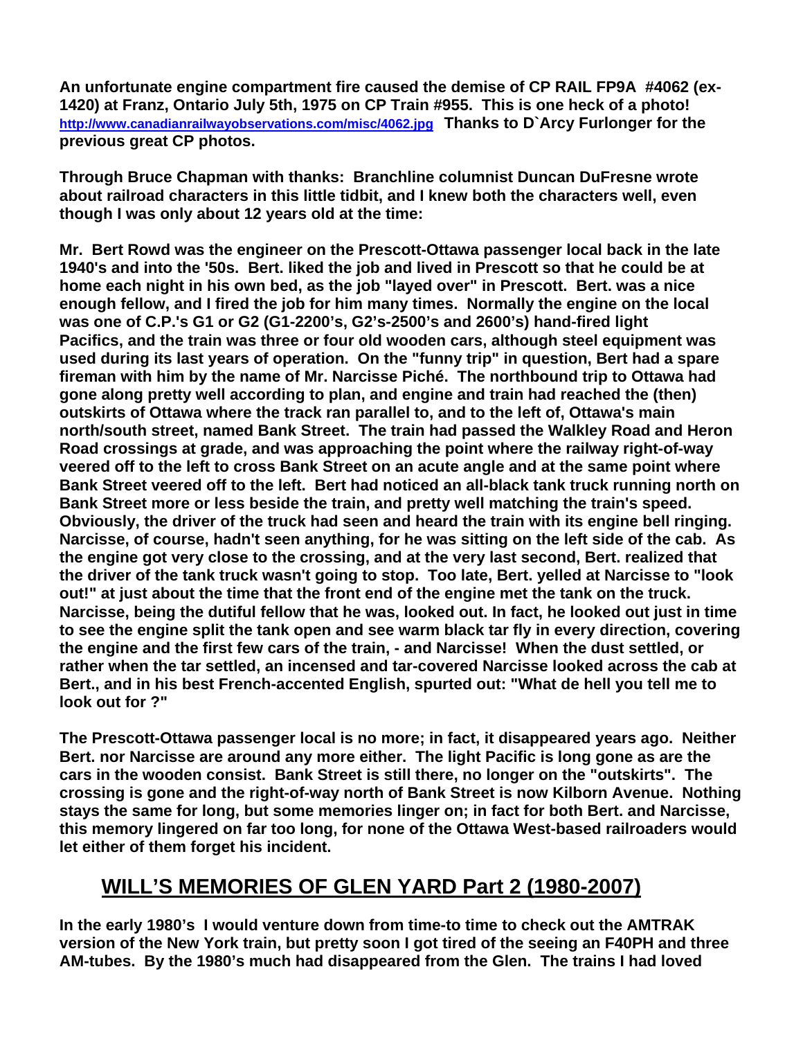**An unfortunate engine compartment fire caused the demise of CP RAIL FP9A #4062 (ex-1420) at Franz, Ontario July 5th, 1975 on CP Train #955. This is one heck of a photo!** **http://www.canadianrailwayobservations.com/misc/4062.jpg** **Thanks to D`Arcy Furlonger for the previous great CP photos.**

**Through Bruce Chapman with thanks: Branchline columnist Duncan DuFresne wrote about railroad characters in this little tidbit, and I knew both the characters well, even though I was only about 12 years old at the time:**

**Mr. Bert Rowd was the engineer on the Prescott-Ottawa passenger local back in the late 1940's and into the '50s. Bert. liked the job and lived in Prescott so that he could be at home each night in his own bed, as the job "layed over" in Prescott. Bert. was a nice enough fellow, and I fired the job for him many times. Normally the engine on the local was one of C.P.'s G1 or G2 (G1-2200's, G2's-2500's and 2600's) hand-fired light Pacifics, and the train was three or four old wooden cars, although steel equipment was used during its last years of operation. On the "funny trip" in question, Bert had a spare fireman with him by the name of Mr. Narcisse Piché. The northbound trip to Ottawa had gone along pretty well according to plan, and engine and train had reached the (then) outskirts of Ottawa where the track ran parallel to, and to the left of, Ottawa's main north/south street, named Bank Street. The train had passed the Walkley Road and Heron Road crossings at grade, and was approaching the point where the railway right-of-way veered off to the left to cross Bank Street on an acute angle and at the same point where Bank Street veered off to the left. Bert had noticed an all-black tank truck running north on Bank Street more or less beside the train, and pretty well matching the train's speed. Obviously, the driver of the truck had seen and heard the train with its engine bell ringing. Narcisse, of course, hadn't seen anything, for he was sitting on the left side of the cab. As the engine got very close to the crossing, and at the very last second, Bert. realized that the driver of the tank truck wasn't going to stop. Too late, Bert. yelled at Narcisse to "look out!" at just about the time that the front end of the engine met the tank on the truck. Narcisse, being the dutiful fellow that he was, looked out. In fact, he looked out just in time to see the engine split the tank open and see warm black tar fly in every direction, covering the engine and the first few cars of the train, - and Narcisse! When the dust settled, or rather when the tar settled, an incensed and tar-covered Narcisse looked across the cab at Bert., and in his best French-accented English, spurted out: "What de hell you tell me to look out for ?"**

**The Prescott-Ottawa passenger local is no more; in fact, it disappeared years ago. Neither Bert. nor Narcisse are around any more either. The light Pacific is long gone as are the cars in the wooden consist. Bank Street is still there, no longer on the "outskirts". The crossing is gone and the right-of-way north of Bank Street is now Kilborn Avenue. Nothing stays the same for long, but some memories linger on; in fact for both Bert. and Narcisse, this memory lingered on far too long, for none of the Ottawa West-based railroaders would let either of them forget his incident.**

## WILL'S MEMORIES OF GLEN YARD Part 2 (1980-2007)

**In the early 1980's I would venture down from time-to time to check out the AMTRAK version of the New York train, but pretty soon I got tired of the seeing an F40PH and three AM-tubes. By the 1980's much had disappeared from the Glen. The trains I had loved**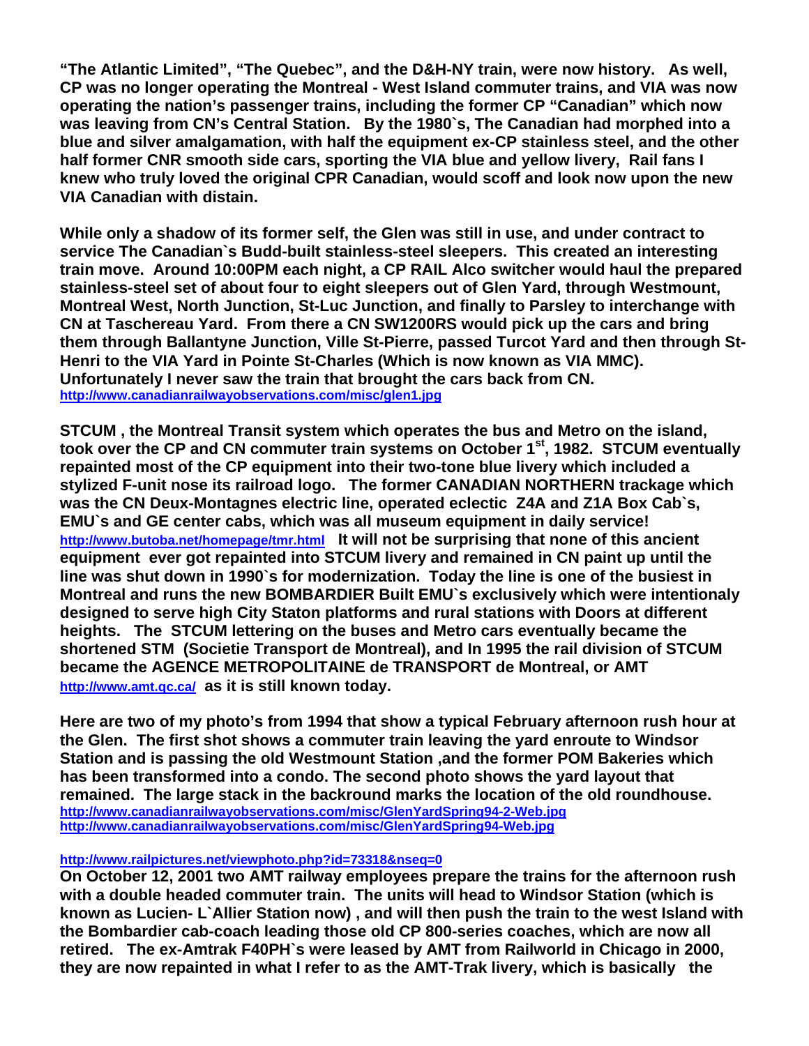**"The Atlantic Limited", "The Quebec", and the D&H-NY train, were now history. As well, CP was no longer operating the Montreal - West Island commuter trains, and VIA was now operating the nation's passenger trains, including the former CP "Canadian" which now was leaving from CN's Central Station. By the 1980`s, The Canadian had morphed into a blue and silver amalgamation, with half the equipment ex-CP stainless steel, and the other half former CNR smooth side cars, sporting the VIA blue and yellow livery, Rail fans I knew who truly loved the original CPR Canadian, would scoff and look now upon the new VIA Canadian with distain.**

**While only a shadow of its former self, the Glen was still in use, and under contract to service The Canadian`s Budd-built stainless-steel sleepers. This created an interesting train move. Around 10:00PM each night, a CP RAIL Alco switcher would haul the prepared stainless-steel set of about four to eight sleepers out of Glen Yard, through Westmount, Montreal West, North Junction, St-Luc Junction, and finally to Parsley to interchange with CN at Taschereau Yard. From there a CN SW1200RS would pick up the cars and bring them through Ballantyne Junction, Ville St-Pierre, passed Turcot Yard and then through St-Henri to the VIA Yard in Pointe St-Charles (Which is now known as VIA MMC). Unfortunately I never saw the train that brought the cars back from CN.**
http://www.canadianrailwayobservations.com/misc/glen1.jpg

**STCUM , the Montreal Transit system which operates the bus and Metro on the island, took over the CP and CN commuter train systems on October 1st, 1982. STCUM eventually repainted most of the CP equipment into their two-tone blue livery which included a stylized F-unit nose its railroad logo. The former CANADIAN NORTHERN trackage which was the CN Deux-Montagnes electric line, operated eclectic Z4A and Z1A Box Cab`s, EMU`s and GE center cabs, which was all museum equipment in daily service!** http://www.butoba.net/homepage/tmr.html **It will not be surprising that none of this ancient equipment ever got repainted into STCUM livery and remained in CN paint up until the line was shut down in 1990`s for modernization. Today the line is one of the busiest in Montreal and runs the new BOMBARDIER Built EMU`s exclusively which were intentionaly designed to serve high City Staton platforms and rural stations with Doors at different heights. The STCUM lettering on the buses and Metro cars eventually became the shortened STM (Societie Transport de Montreal), and In 1995 the rail division of STCUM became the AGENCE METROPOLITAINE de TRANSPORT de Montreal, or AMT** http://www.amt.qc.ca/ **as it is still known today.**

**Here are two of my photo's from 1994 that show a typical February afternoon rush hour at the Glen. The first shot shows a commuter train leaving the yard enroute to Windsor Station and is passing the old Westmount Station ,and the former POM Bakeries which has been transformed into a condo. The second photo shows the yard layout that remained. The large stack in the backround marks the location of the old roundhouse.**
http://www.canadianrailwayobservations.com/misc/GlenYardSpring94-2-Web.jpg
http://www.canadianrailwayobservations.com/misc/GlenYardSpring94-Web.jpg

http://www.railpictures.net/viewphoto.php?id=73318&nseq=0
**On October 12, 2001 two AMT railway employees prepare the trains for the afternoon rush with a double headed commuter train. The units will head to Windsor Station (which is known as Lucien- L`Allier Station now) , and will then push the train to the west Island with the Bombardier cab-coach leading those old CP 800-series coaches, which are now all retired. The ex-Amtrak F40PH`s were leased by AMT from Railworld in Chicago in 2000, they are now repainted in what I refer to as the AMT-Trak livery, which is basically the**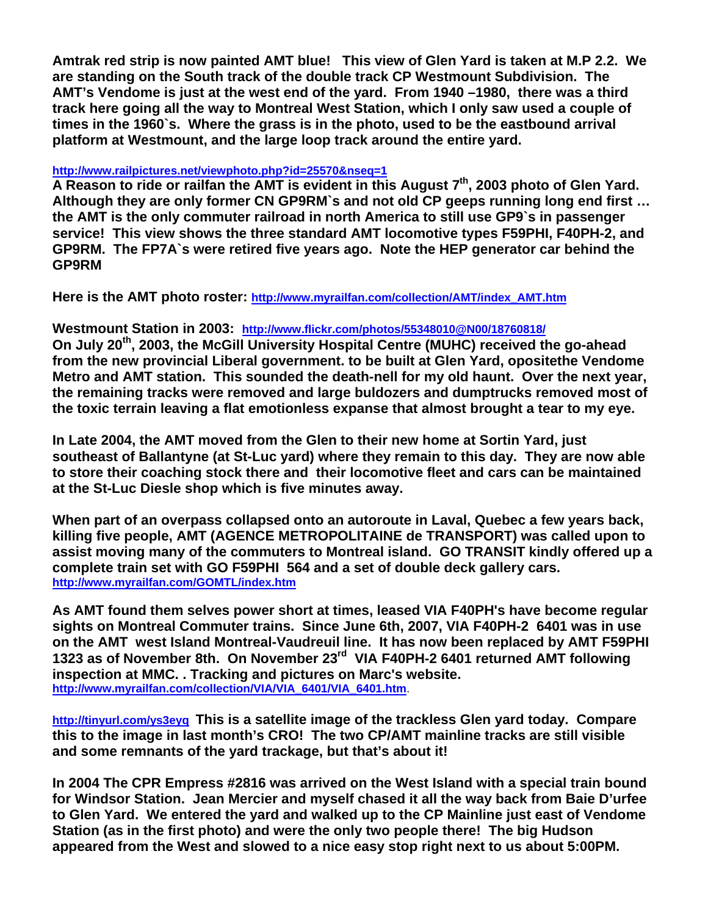**Amtrak red strip is now painted AMT blue! This view of Glen Yard is taken at M.P 2.2. We are standing on the South track of the double track CP Westmount Subdivision. The AMT's Vendome is just at the west end of the yard. From 1940 –1980, there was a third track here going all the way to Montreal West Station, which I only saw used a couple of times in the 1960`s. Where the grass is in the photo, used to be the eastbound arrival platform at Westmount, and the large loop track around the entire yard.**

**http://www.railpictures.net/viewphoto.php?id=25570&nseq=1**
**A Reason to ride or railfan the AMT is evident in this August 7th, 2003 photo of Glen Yard. Although they are only former CN GP9RM`s and not old CP geeps running long end first … the AMT is the only commuter railroad in north America to still use GP9`s in passenger service! This view shows the three standard AMT locomotive types F59PHI, F40PH-2, and GP9RM. The FP7A`s were retired five years ago. Note the HEP generator car behind the GP9RM**

**Here is the AMT photo roster: http://www.myrailfan.com/collection/AMT/index_AMT.htm**

**Westmount Station in 2003: http://www.flickr.com/photos/55348010@N00/18760818/**
**On July 20th, 2003, the McGill University Hospital Centre (MUHC) received the go-ahead from the new provincial Liberal government. to be built at Glen Yard, opositethe Vendome Metro and AMT station. This sounded the death-nell for my old haunt. Over the next year, the remaining tracks were removed and large buldozers and dumptrucks removed most of the toxic terrain leaving a flat emotionless expanse that almost brought a tear to my eye.**

**In Late 2004, the AMT moved from the Glen to their new home at Sortin Yard, just southeast of Ballantyne (at St-Luc yard) where they remain to this day. They are now able to store their coaching stock there and their locomotive fleet and cars can be maintained at the St-Luc Diesle shop which is five minutes away.**

**When part of an overpass collapsed onto an autoroute in Laval, Quebec a few years back, killing five people, AMT (AGENCE METROPOLITAINE de TRANSPORT) was called upon to assist moving many of the commuters to Montreal island. GO TRANSIT kindly offered up a complete train set with GO F59PHI 564 and a set of double deck gallery cars.**
**http://www.myrailfan.com/GOMTL/index.htm**

**As AMT found them selves power short at times, leased VIA F40PH's have become regular sights on Montreal Commuter trains. Since June 6th, 2007, VIA F40PH-2 6401 was in use on the AMT west Island Montreal-Vaudreuil line. It has now been replaced by AMT F59PHI 1323 as of November 8th. On November 23rd VIA F40PH-2 6401 returned AMT following inspection at MMC. . Tracking and pictures on Marc's website.**
**http://www.myrailfan.com/collection/VIA/VIA_6401/VIA_6401.htm.**

**http://tinyurl.com/ys3eyq This is a satellite image of the trackless Glen yard today. Compare this to the image in last month's CRO! The two CP/AMT mainline tracks are still visible and some remnants of the yard trackage, but that's about it!**

**In 2004 The CPR Empress #2816 was arrived on the West Island with a special train bound for Windsor Station. Jean Mercier and myself chased it all the way back from Baie D'urfee to Glen Yard. We entered the yard and walked up to the CP Mainline just east of Vendome Station (as in the first photo) and were the only two people there! The big Hudson appeared from the West and slowed to a nice easy stop right next to us about 5:00PM.**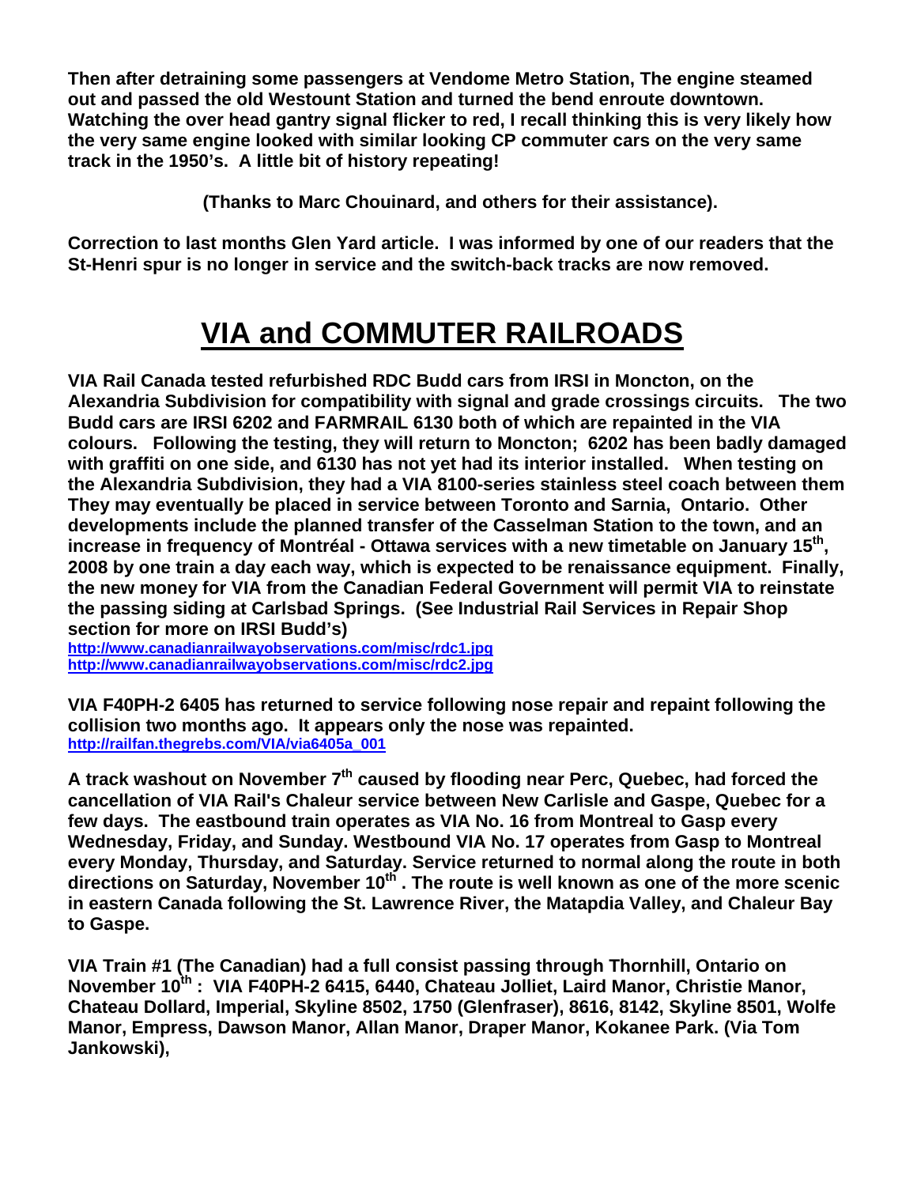**Then after detraining some passengers at Vendome Metro Station, The engine steamed out and passed the old Westount Station and turned the bend enroute downtown. Watching the over head gantry signal flicker to red, I recall thinking this is very likely how the very same engine looked with similar looking CP commuter cars on the very same track in the 1950's. A little bit of history repeating!**

**(Thanks to Marc Chouinard, and others for their assistance).**

**Correction to last months Glen Yard article. I was informed by one of our readers that the St-Henri spur is no longer in service and the switch-back tracks are now removed.**

# VIA and COMMUTER RAILROADS

**VIA Rail Canada tested refurbished RDC Budd cars from IRSI in Moncton, on the Alexandria Subdivision for compatibility with signal and grade crossings circuits. The two Budd cars are IRSI 6202 and FARMRAIL 6130 both of which are repainted in the VIA colours. Following the testing, they will return to Moncton; 6202 has been badly damaged with graffiti on one side, and 6130 has not yet had its interior installed. When testing on the Alexandria Subdivision, they had a VIA 8100-series stainless steel coach between them They may eventually be placed in service between Toronto and Sarnia, Ontario. Other developments include the planned transfer of the Casselman Station to the town, and an increase in frequency of Montréal - Ottawa services with a new timetable on January 15th, 2008 by one train a day each way, which is expected to be renaissance equipment. Finally, the new money for VIA from the Canadian Federal Government will permit VIA to reinstate the passing siding at Carlsbad Springs. (See Industrial Rail Services in Repair Shop section for more on IRSI Budd's)**
http://www.canadianrailwayobservations.com/misc/rdc1.jpg
http://www.canadianrailwayobservations.com/misc/rdc2.jpg

**VIA F40PH-2 6405 has returned to service following nose repair and repaint following the collision two months ago. It appears only the nose was repainted.**
http://railfan.thegrebs.com/VIA/via6405a_001

**A track washout on November 7th caused by flooding near Perc, Quebec, had forced the cancellation of VIA Rail's Chaleur service between New Carlisle and Gaspe, Quebec for a few days. The eastbound train operates as VIA No. 16 from Montreal to Gasp every Wednesday, Friday, and Sunday. Westbound VIA No. 17 operates from Gasp to Montreal every Monday, Thursday, and Saturday. Service returned to normal along the route in both directions on Saturday, November 10th . The route is well known as one of the more scenic in eastern Canada following the St. Lawrence River, the Matapdia Valley, and Chaleur Bay to Gaspe.**

**VIA Train #1 (The Canadian) had a full consist passing through Thornhill, Ontario on November 10th : VIA F40PH-2 6415, 6440, Chateau Jolliet, Laird Manor, Christie Manor, Chateau Dollard, Imperial, Skyline 8502, 1750 (Glenfraser), 8616, 8142, Skyline 8501, Wolfe Manor, Empress, Dawson Manor, Allan Manor, Draper Manor, Kokanee Park. (Via Tom Jankowski),**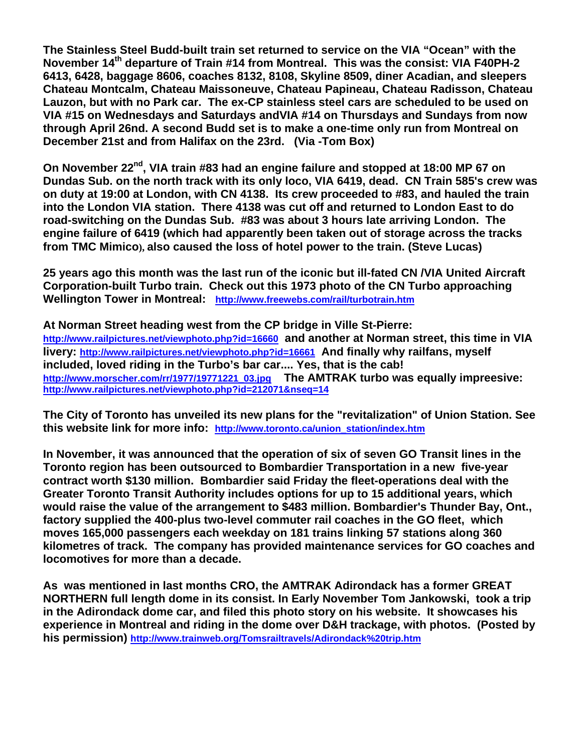**The Stainless Steel Budd-built train set returned to service on the VIA "Ocean" with the November 14th departure of Train #14 from Montreal. This was the consist: VIA F40PH-2 6413, 6428, baggage 8606, coaches 8132, 8108, Skyline 8509, diner Acadian, and sleepers Chateau Montcalm, Chateau Maissoneuve, Chateau Papineau, Chateau Radisson, Chateau Lauzon, but with no Park car. The ex-CP stainless steel cars are scheduled to be used on VIA #15 on Wednesdays and Saturdays andVIA #14 on Thursdays and Sundays from now through April 26nd. A second Budd set is to make a one-time only run from Montreal on December 21st and from Halifax on the 23rd. (Via -Tom Box)**

**On November 22nd, VIA train #83 had an engine failure and stopped at 18:00 MP 67 on Dundas Sub. on the north track with its only loco, VIA 6419, dead. CN Train 585's crew was on duty at 19:00 at London, with CN 4138. Its crew proceeded to #83, and hauled the train into the London VIA station. There 4138 was cut off and returned to London East to do road-switching on the Dundas Sub. #83 was about 3 hours late arriving London. The engine failure of 6419 (which had apparently been taken out of storage across the tracks from TMC Mimico), also caused the loss of hotel power to the train. (Steve Lucas)**

**25 years ago this month was the last run of the iconic but ill-fated CN /VIA United Aircraft Corporation-built Turbo train. Check out this 1973 photo of the CN Turbo approaching Wellington Tower in Montreal:** http://www.freewebs.com/rail/turbotrain.htm

**At Norman Street heading west from the CP bridge in Ville St-Pierre:** http://www.railpictures.net/viewphoto.php?id=16660 **and another at Norman street, this time in VIA livery:** http://www.railpictures.net/viewphoto.php?id=16661 **And finally why railfans, myself included, loved riding in the Turbo's bar car.... Yes, that is the cab!** http://www.morscher.com/rr/1977/19771221_03.jpg **The AMTRAK turbo was equally impreesive:** http://www.railpictures.net/viewphoto.php?id=212071&nseq=14

**The City of Toronto has unveiled its new plans for the "revitalization" of Union Station. See this website link for more info:** http://www.toronto.ca/union_station/index.htm

**In November, it was announced that the operation of six of seven GO Transit lines in the Toronto region has been outsourced to Bombardier Transportation in a new five-year contract worth $130 million. Bombardier said Friday the fleet-operations deal with the Greater Toronto Transit Authority includes options for up to 15 additional years, which would raise the value of the arrangement to $483 million. Bombardier's Thunder Bay, Ont., factory supplied the 400-plus two-level commuter rail coaches in the GO fleet, which moves 165,000 passengers each weekday on 181 trains linking 57 stations along 360 kilometres of track. The company has provided maintenance services for GO coaches and locomotives for more than a decade.**

**As was mentioned in last months CRO, the AMTRAK Adirondack has a former GREAT NORTHERN full length dome in its consist. In Early November Tom Jankowski, took a trip in the Adirondack dome car, and filed this photo story on his website. It showcases his experience in Montreal and riding in the dome over D&H trackage, with photos. (Posted by his permission)** http://www.trainweb.org/Tomsrailtravels/Adirondack%20trip.htm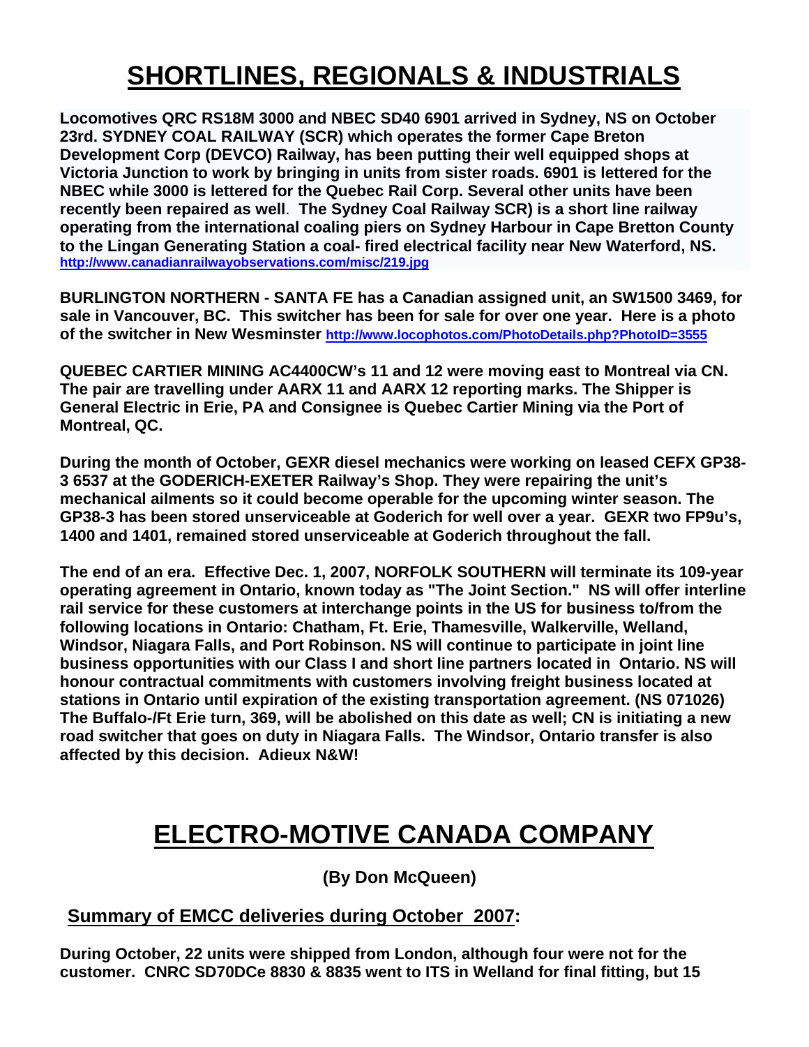# SHORTLINES, REGIONALS & INDUSTRIALS

**Locomotives QRC RS18M 3000 and NBEC SD40 6901 arrived in Sydney, NS on October 23rd. SYDNEY COAL RAILWAY (SCR) which operates the former Cape Breton Development Corp (DEVCO) Railway, has been putting their well equipped shops at Victoria Junction to work by bringing in units from sister roads. 6901 is lettered for the NBEC while 3000 is lettered for the Quebec Rail Corp. Several other units have been recently been repaired as well**. **The Sydney Coal Railway SCR) is a short line railway operating from the international coaling piers on Sydney Harbour in Cape Bretton County to the Lingan Generating Station a coal- fired electrical facility near New Waterford, NS.** **http://www.canadianrailwayobservations.com/misc/219.jpg**

**BURLINGTON NORTHERN - SANTA FE has a Canadian assigned unit, an SW1500 3469, for sale in Vancouver, BC. This switcher has been for sale for over one year. Here is a photo of the switcher in New Wesminster** **http://www.locophotos.com/PhotoDetails.php?PhotoID=3555**

**QUEBEC CARTIER MINING AC4400CW's 11 and 12 were moving east to Montreal via CN. The pair are travelling under AARX 11 and AARX 12 reporting marks. The Shipper is General Electric in Erie, PA and Consignee is Quebec Cartier Mining via the Port of Montreal, QC.**

**During the month of October, GEXR diesel mechanics were working on leased CEFX GP38-3 6537 at the GODERICH-EXETER Railway's Shop. They were repairing the unit's mechanical ailments so it could become operable for the upcoming winter season. The GP38-3 has been stored unserviceable at Goderich for well over a year. GEXR two FP9u's, 1400 and 1401, remained stored unserviceable at Goderich throughout the fall.**

**The end of an era. Effective Dec. 1, 2007, NORFOLK SOUTHERN will terminate its 109-year operating agreement in Ontario, known today as "The Joint Section." NS will offer interline rail service for these customers at interchange points in the US for business to/from the following locations in Ontario: Chatham, Ft. Erie, Thamesville, Walkerville, Welland, Windsor, Niagara Falls, and Port Robinson. NS will continue to participate in joint line business opportunities with our Class I and short line partners located in Ontario. NS will honour contractual commitments with customers involving freight business located at stations in Ontario until expiration of the existing transportation agreement. (NS 071026) The Buffalo-/Ft Erie turn, 369, will be abolished on this date as well; CN is initiating a new road switcher that goes on duty in Niagara Falls. The Windsor, Ontario transfer is also affected by this decision. Adieux N&W!**

# ELECTRO-MOTIVE CANADA COMPANY

**(By Don McQueen)**

## Summary of EMCC deliveries during October 2007:

**During October, 22 units were shipped from London, although four were not for the customer. CNRC SD70DCe 8830 & 8835 went to ITS in Welland for final fitting, but 15**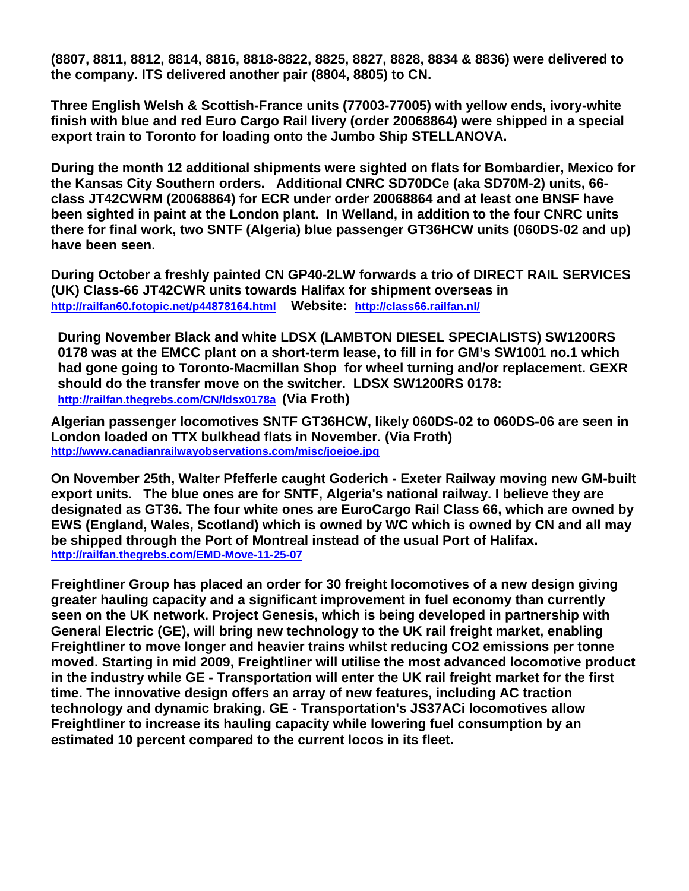**(8807, 8811, 8812, 8814, 8816, 8818-8822, 8825, 8827, 8828, 8834 & 8836) were delivered to the company. ITS delivered another pair (8804, 8805) to CN.**

**Three English Welsh & Scottish-France units (77003-77005) with yellow ends, ivory-white finish with blue and red Euro Cargo Rail livery (order 20068864) were shipped in a special export train to Toronto for loading onto the Jumbo Ship STELLANOVA.**

**During the month 12 additional shipments were sighted on flats for Bombardier, Mexico for the Kansas City Southern orders. Additional CNRC SD70DCe (aka SD70M-2) units, 66-class JT42CWRM (20068864) for ECR under order 20068864 and at least one BNSF have been sighted in paint at the London plant. In Welland, in addition to the four CNRC units there for final work, two SNTF (Algeria) blue passenger GT36HCW units (060DS-02 and up) have been seen.**

**During October a freshly painted CN GP40-2LW forwards a trio of DIRECT RAIL SERVICES (UK) Class-66 JT42CWR units towards Halifax for shipment overseas in http://railfan60.fotopic.net/p44878164.html Website: http://class66.railfan.nl/**

**During November Black and white LDSX (LAMBTON DIESEL SPECIALISTS) SW1200RS 0178 was at the EMCC plant on a short-term lease, to fill in for GM's SW1001 no.1 which had gone going to Toronto-Macmillan Shop for wheel turning and/or replacement. GEXR should do the transfer move on the switcher. LDSX SW1200RS 0178: http://railfan.thegrebs.com/CN/ldsx0178a (Via Froth)**

**Algerian passenger locomotives SNTF GT36HCW, likely 060DS-02 to 060DS-06 are seen in London loaded on TTX bulkhead flats in November. (Via Froth) http://www.canadianrailwayobservations.com/misc/joejoe.jpg**

**On November 25th, Walter Pfefferle caught Goderich - Exeter Railway moving new GM-built export units. The blue ones are for SNTF, Algeria's national railway. I believe they are designated as GT36. The four white ones are EuroCargo Rail Class 66, which are owned by EWS (England, Wales, Scotland) which is owned by WC which is owned by CN and all may be shipped through the Port of Montreal instead of the usual Port of Halifax. http://railfan.thegrebs.com/EMD-Move-11-25-07**

**Freightliner Group has placed an order for 30 freight locomotives of a new design giving greater hauling capacity and a significant improvement in fuel economy than currently seen on the UK network. Project Genesis, which is being developed in partnership with General Electric (GE), will bring new technology to the UK rail freight market, enabling Freightliner to move longer and heavier trains whilst reducing CO2 emissions per tonne moved. Starting in mid 2009, Freightliner will utilise the most advanced locomotive product in the industry while GE - Transportation will enter the UK rail freight market for the first time. The innovative design offers an array of new features, including AC traction technology and dynamic braking. GE - Transportation's JS37ACi locomotives allow Freightliner to increase its hauling capacity while lowering fuel consumption by an estimated 10 percent compared to the current locos in its fleet.**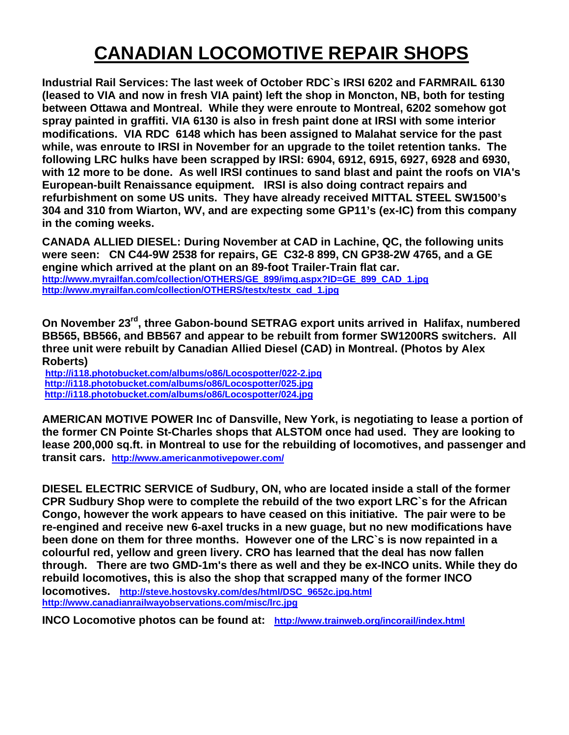# CANADIAN LOCOMOTIVE REPAIR SHOPS

**Industrial Rail Services: The last week of October RDC`s IRSI 6202 and FARMRAIL 6130 (leased to VIA and now in fresh VIA paint) left the shop in Moncton, NB, both for testing between Ottawa and Montreal. While they were enroute to Montreal, 6202 somehow got spray painted in graffiti. VIA 6130 is also in fresh paint done at IRSI with some interior modifications. VIA RDC 6148 which has been assigned to Malahat service for the past while, was enroute to IRSI in November for an upgrade to the toilet retention tanks. The following LRC hulks have been scrapped by IRSI: 6904, 6912, 6915, 6927, 6928 and 6930, with 12 more to be done. As well IRSI continues to sand blast and paint the roofs on VIA's European-built Renaissance equipment. IRSI is also doing contract repairs and refurbishment on some US units. They have already received MITTAL STEEL SW1500's 304 and 310 from Wiarton, WV, and are expecting some GP11's (ex-IC) from this company in the coming weeks.**

**CANADA ALLIED DIESEL: During November at CAD in Lachine, QC, the following units were seen: CN C44-9W 2538 for repairs, GE C32-8 899, CN GP38-2W 4765, and a GE engine which arrived at the plant on an 89-foot Trailer-Train flat car.**
http://www.myrailfan.com/collection/OTHERS/GE_899/img.aspx?ID=GE_899_CAD_1.jpg
http://www.myrailfan.com/collection/OTHERS/testx/testx_cad_1.jpg

**On November 23rd, three Gabon-bound SETRAG export units arrived in Halifax, numbered BB565, BB566, and BB567 and appear to be rebuilt from former SW1200RS switchers. All three unit were rebuilt by Canadian Allied Diesel (CAD) in Montreal. (Photos by Alex Roberts)**
http://i118.photobucket.com/albums/o86/Locospotter/022-2.jpg
http://i118.photobucket.com/albums/o86/Locospotter/025.jpg
http://i118.photobucket.com/albums/o86/Locospotter/024.jpg

**AMERICAN MOTIVE POWER Inc of Dansville, New York, is negotiating to lease a portion of the former CN Pointe St-Charles shops that ALSTOM once had used. They are looking to lease 200,000 sq.ft. in Montreal to use for the rebuilding of locomotives, and passenger and transit cars.** http://www.americanmotivepower.com/

**DIESEL ELECTRIC SERVICE of Sudbury, ON, who are located inside a stall of the former CPR Sudbury Shop were to complete the rebuild of the two export LRC`s for the African Congo, however the work appears to have ceased on this initiative. The pair were to be re-engined and receive new 6-axel trucks in a new guage, but no new modifications have been done on them for three months. However one of the LRC`s is now repainted in a colourful red, yellow and green livery. CRO has learned that the deal has now fallen through. There are two GMD-1m's there as well and they be ex-INCO units. While they do rebuild locomotives, this is also the shop that scrapped many of the former INCO locomotives.** http://steve.hostovsky.com/des/html/DSC_9652c.jpg.html
http://www.canadianrailwayobservations.com/misc/lrc.jpg

**INCO Locomotive photos can be found at:** http://www.trainweb.org/incorail/index.html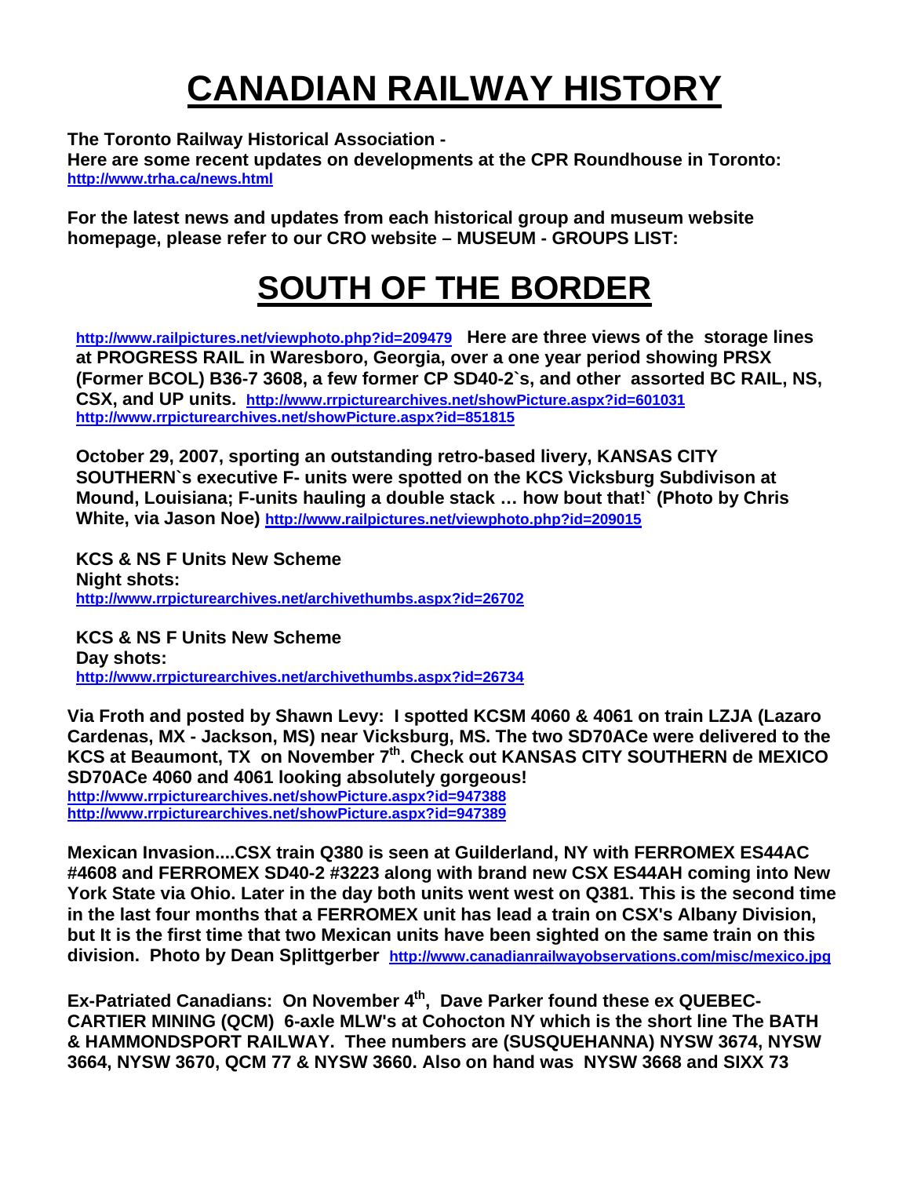# CANADIAN RAILWAY HISTORY

**The Toronto Railway Historical Association -**
**Here are some recent updates on developments at the CPR Roundhouse in Toronto:**
**http://www.trha.ca/news.html**

**For the latest news and updates from each historical group and museum website homepage, please refer to our CRO website – MUSEUM - GROUPS LIST:**

# SOUTH OF THE BORDER

**http://www.railpictures.net/viewphoto.php?id=209479 Here are three views of the storage lines at PROGRESS RAIL in Waresboro, Georgia, over a one year period showing PRSX (Former BCOL) B36-7 3608, a few former CP SD40-2`s, and other assorted BC RAIL, NS, CSX, and UP units. http://www.rrpicturearchives.net/showPicture.aspx?id=601031 http://www.rrpicturearchives.net/showPicture.aspx?id=851815**

**October 29, 2007, sporting an outstanding retro-based livery, KANSAS CITY SOUTHERN`s executive F- units were spotted on the KCS Vicksburg Subdivison at Mound, Louisiana; F-units hauling a double stack … how bout that!` (Photo by Chris White, via Jason Noe) http://www.railpictures.net/viewphoto.php?id=209015**

**KCS & NS F Units New Scheme**
**Night shots:**
**http://www.rrpicturearchives.net/archivethumbs.aspx?id=26702**

**KCS & NS F Units New Scheme**
**Day shots:**
**http://www.rrpicturearchives.net/archivethumbs.aspx?id=26734**

**Via Froth and posted by Shawn Levy: I spotted KCSM 4060 & 4061 on train LZJA (Lazaro Cardenas, MX - Jackson, MS) near Vicksburg, MS. The two SD70ACe were delivered to the KCS at Beaumont, TX on November 7th. Check out KANSAS CITY SOUTHERN de MEXICO SD70ACe 4060 and 4061 looking absolutely gorgeous!**
**http://www.rrpicturearchives.net/showPicture.aspx?id=947388**
**http://www.rrpicturearchives.net/showPicture.aspx?id=947389**

**Mexican Invasion....CSX train Q380 is seen at Guilderland, NY with FERROMEX ES44AC #4608 and FERROMEX SD40-2 #3223 along with brand new CSX ES44AH coming into New York State via Ohio. Later in the day both units went west on Q381. This is the second time in the last four months that a FERROMEX unit has lead a train on CSX's Albany Division, but It is the first time that two Mexican units have been sighted on the same train on this division. Photo by Dean Splittgerber http://www.canadianrailwayobservations.com/misc/mexico.jpg**

**Ex-Patriated Canadians: On November 4th, Dave Parker found these ex QUEBEC-CARTIER MINING (QCM) 6-axle MLW's at Cohocton NY which is the short line The BATH & HAMMONDSPORT RAILWAY. Thee numbers are (SUSQUEHANNA) NYSW 3674, NYSW 3664, NYSW 3670, QCM 77 & NYSW 3660. Also on hand was NYSW 3668 and SIXX 73**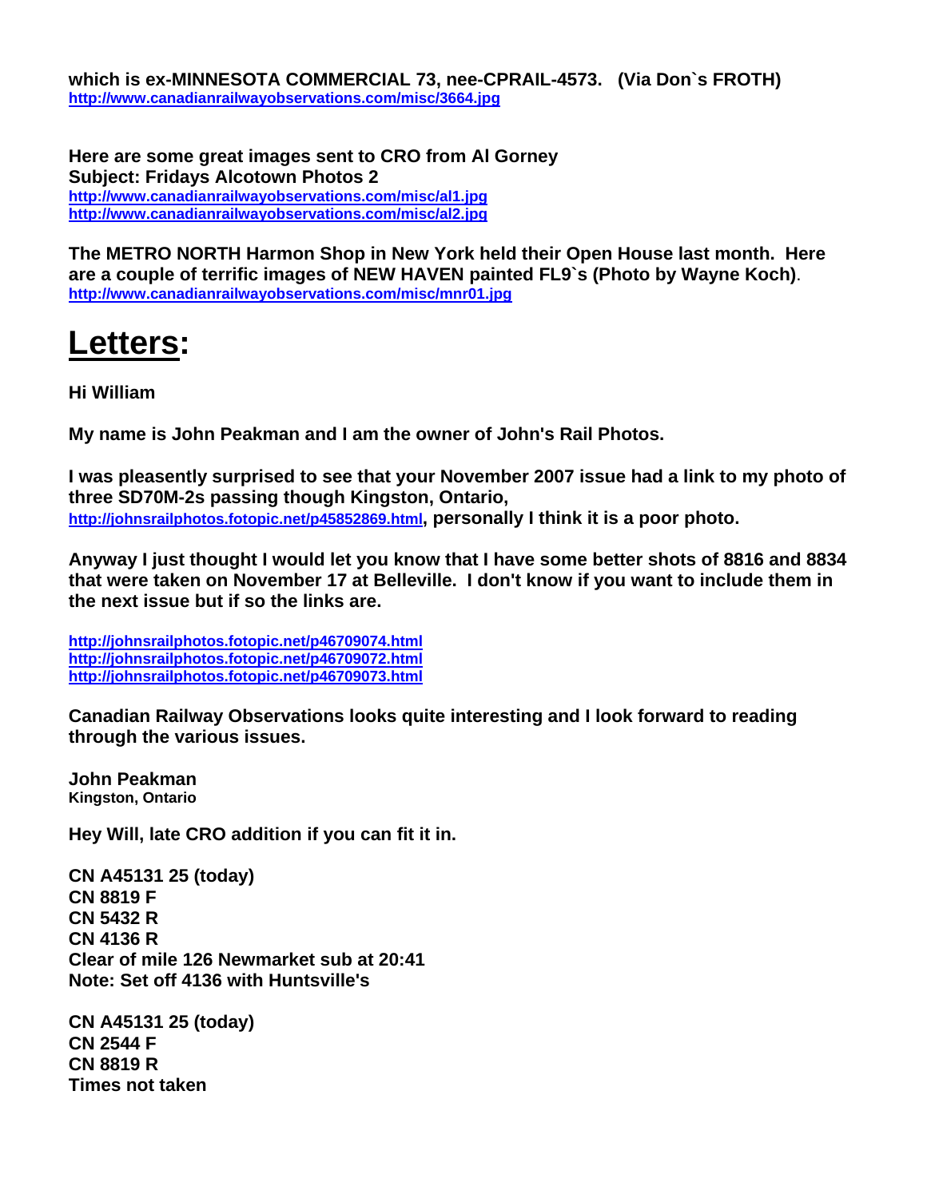**which is ex-MINNESOTA COMMERCIAL 73, nee-CPRAIL-4573. (Via Don`s FROTH)**
**http://www.canadianrailwayobservations.com/misc/3664.jpg**

**Here are some great images sent to CRO from Al Gorney**
**Subject: Fridays Alcotown Photos 2**
**http://www.canadianrailwayobservations.com/misc/al1.jpg**
**http://www.canadianrailwayobservations.com/misc/al2.jpg**

**The METRO NORTH Harmon Shop in New York held their Open House last month. Here are a couple of terrific images of NEW HAVEN painted FL9`s (Photo by Wayne Koch)**.
**http://www.canadianrailwayobservations.com/misc/mnr01.jpg**

# Letters:

**Hi William**

**My name is John Peakman and I am the owner of John's Rail Photos.**

**I was pleasently surprised to see that your November 2007 issue had a link to my photo of three SD70M-2s passing though Kingston, Ontario, http://johnsrailphotos.fotopic.net/p45852869.html, personally I think it is a poor photo.**

**Anyway I just thought I would let you know that I have some better shots of 8816 and 8834 that were taken on November 17 at Belleville. I don't know if you want to include them in the next issue but if so the links are.**

**http://johnsrailphotos.fotopic.net/p46709074.html**
**http://johnsrailphotos.fotopic.net/p46709072.html**
**http://johnsrailphotos.fotopic.net/p46709073.html**

**Canadian Railway Observations looks quite interesting and I look forward to reading through the various issues.**

**John Peakman**
**Kingston, Ontario**

**Hey Will, late CRO addition if you can fit it in.**

**CN A45131 25 (today)**
**CN 8819 F**
**CN 5432 R**
**CN 4136 R**
**Clear of mile 126 Newmarket sub at 20:41**
**Note: Set off 4136 with Huntsville's**

**CN A45131 25 (today)**
**CN 2544 F**
**CN 8819 R**
**Times not taken**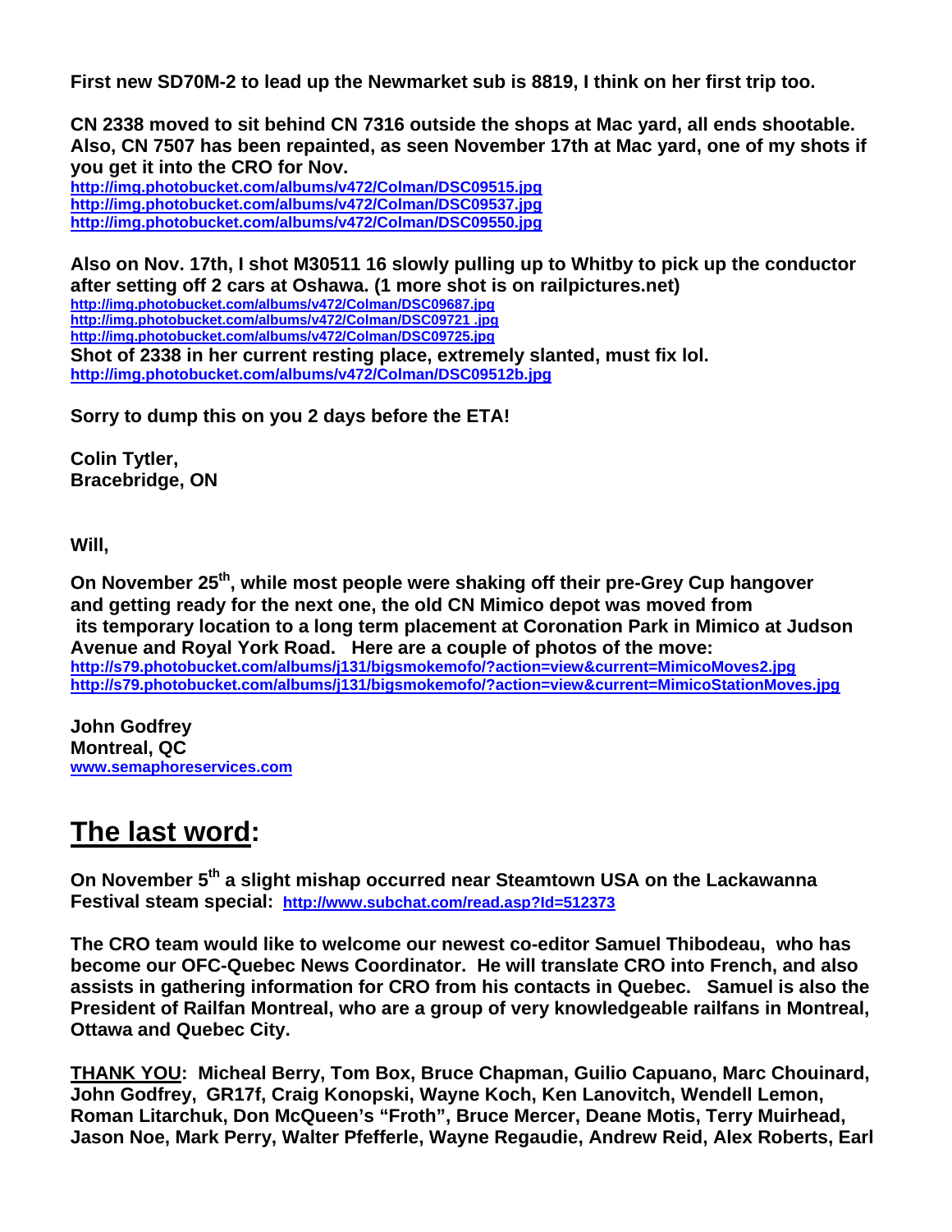**First new SD70M-2 to lead up the Newmarket sub is 8819, I think on her first trip too.**

**CN 2338 moved to sit behind CN 7316 outside the shops at Mac yard, all ends shootable. Also, CN 7507 has been repainted, as seen November 17th at Mac yard, one of my shots if you get it into the CRO for Nov.**
**http://img.photobucket.com/albums/v472/Colman/DSC09515.jpg**
**http://img.photobucket.com/albums/v472/Colman/DSC09537.jpg**
**http://img.photobucket.com/albums/v472/Colman/DSC09550.jpg**

**Also on Nov. 17th, I shot M30511 16 slowly pulling up to Whitby to pick up the conductor after setting off 2 cars at Oshawa. (1 more shot is on railpictures.net)**
**http://img.photobucket.com/albums/v472/Colman/DSC09687.jpg**
**http://img.photobucket.com/albums/v472/Colman/DSC09721 .jpg**
**http://img.photobucket.com/albums/v472/Colman/DSC09725.jpg**
**Shot of 2338 in her current resting place, extremely slanted, must fix lol.**
**http://img.photobucket.com/albums/v472/Colman/DSC09512b.jpg**

**Sorry to dump this on you 2 days before the ETA!**

**Colin Tytler,**
**Bracebridge, ON**

**Will,**

**On November 25th, while most people were shaking off their pre-Grey Cup hangover and getting ready for the next one, the old CN Mimico depot was moved from its temporary location to a long term placement at Coronation Park in Mimico at Judson Avenue and Royal York Road. Here are a couple of photos of the move:**
**http://s79.photobucket.com/albums/j131/bigsmokemofo/?action=view&current=MimicoMoves2.jpg**
**http://s79.photobucket.com/albums/j131/bigsmokemofo/?action=view&current=MimicoStationMoves.jpg**

**John Godfrey**
**Montreal, QC**
**www.semaphoreservices.com**

## The last word:

**On November 5th a slight mishap occurred near Steamtown USA on the Lackawanna Festival steam special: http://www.subchat.com/read.asp?Id=512373**

**The CRO team would like to welcome our newest co-editor Samuel Thibodeau, who has become our OFC-Quebec News Coordinator. He will translate CRO into French, and also assists in gathering information for CRO from his contacts in Quebec. Samuel is also the President of Railfan Montreal, who are a group of very knowledgeable railfans in Montreal, Ottawa and Quebec City.**

**THANK YOU: Micheal Berry, Tom Box, Bruce Chapman, Guilio Capuano, Marc Chouinard, John Godfrey, GR17f, Craig Konopski, Wayne Koch, Ken Lanovitch, Wendell Lemon, Roman Litarchuk, Don McQueen's "Froth", Bruce Mercer, Deane Motis, Terry Muirhead, Jason Noe, Mark Perry, Walter Pfefferle, Wayne Regaudie, Andrew Reid, Alex Roberts, Earl**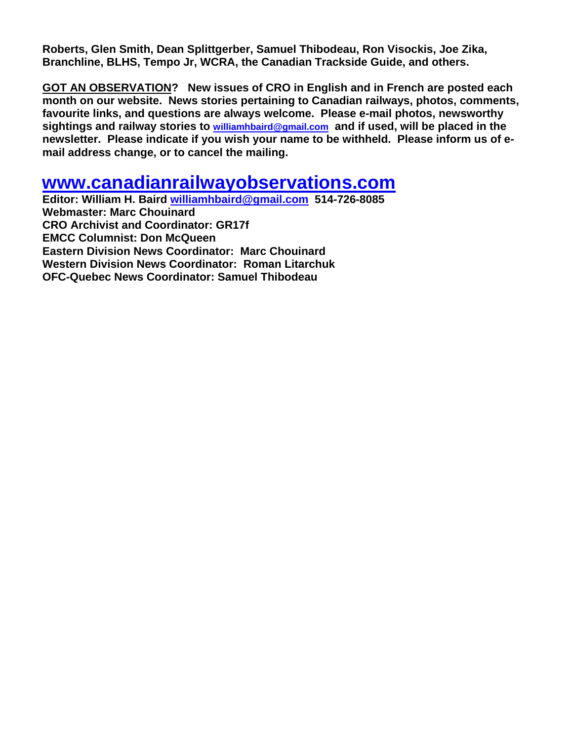**Roberts, Glen Smith, Dean Splittgerber, Samuel Thibodeau, Ron Visockis, Joe Zika, Branchline, BLHS, Tempo Jr, WCRA, the Canadian Trackside Guide, and others.**

**GOT AN OBSERVATION? New issues of CRO in English and in French are posted each month on our website. News stories pertaining to Canadian railways, photos, comments, favourite links, and questions are always welcome. Please e-mail photos, newsworthy sightings and railway stories to williamhbaird@gmail.com and if used, will be placed in the newsletter. Please indicate if you wish your name to be withheld. Please inform us of e-mail address change, or to cancel the mailing.**

# www.canadianrailwayobservations.com

**Editor: William H. Baird williamhbaird@gmail.com 514-726-8085**
**Webmaster: Marc Chouinard**
**CRO Archivist and Coordinator: GR17f**
**EMCC Columnist: Don McQueen**
**Eastern Division News Coordinator: Marc Chouinard**
**Western Division News Coordinator: Roman Litarchuk**
**OFC-Quebec News Coordinator: Samuel Thibodeau**